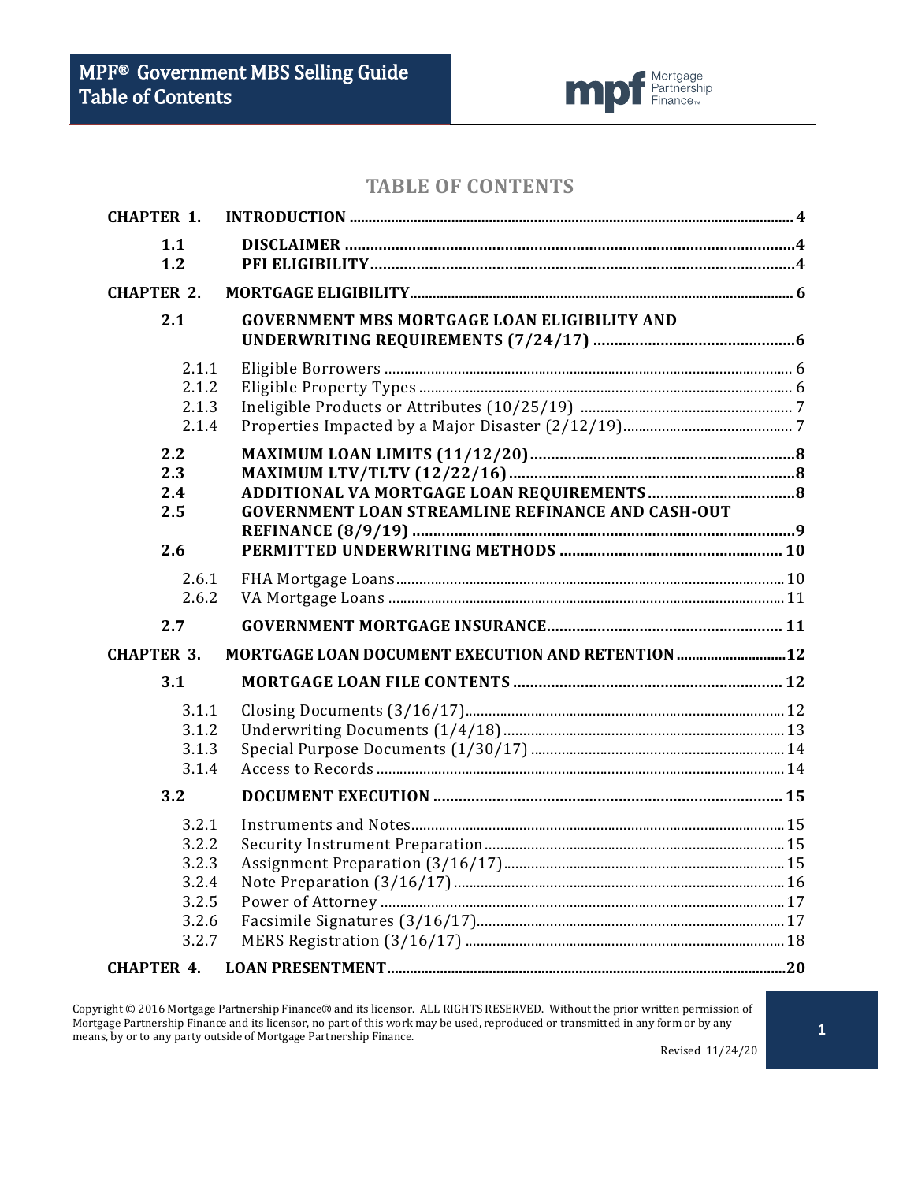# TABLE OF CONTENTS

| | | |
|---|---|---|
| **CHAPTER 1.** | **INTRODUCTION** | **4** |
| **1.1** | **DISCLAIMER** | **4** |
| **1.2** | **PFI ELIGIBILITY** | **4** |
| **CHAPTER 2.** | **MORTGAGE ELIGIBILITY** | **6** |
| **2.1** | **GOVERNMENT MBS MORTGAGE LOAN ELIGIBILITY AND UNDERWRITING REQUIREMENTS (7/24/17)** | **6** |
| 2.1.1 | Eligible Borrowers | 6 |
| 2.1.2 | Eligible Property Types | 6 |
| 2.1.3 | Ineligible Products or Attributes (10/25/19) | 7 |
| 2.1.4 | Properties Impacted by a Major Disaster (2/12/19) | 7 |
| **2.2** | **MAXIMUM LOAN LIMITS (11/12/20)** | **8** |
| **2.3** | **MAXIMUM LTV/TLTV (12/22/16)** | **8** |
| **2.4** | **ADDITIONAL VA MORTGAGE LOAN REQUIREMENTS** | **8** |
| **2.5** | **GOVERNMENT LOAN STREAMLINE REFINANCE AND CASH-OUT REFINANCE (8/9/19)** | **9** |
| **2.6** | **PERMITTED UNDERWRITING METHODS** | **10** |
| 2.6.1 | FHA Mortgage Loans | 10 |
| 2.6.2 | VA Mortgage Loans | 11 |
| **2.7** | **GOVERNMENT MORTGAGE INSURANCE** | **11** |
| **CHAPTER 3.** | **MORTGAGE LOAN DOCUMENT EXECUTION AND RETENTION** | **12** |
| **3.1** | **MORTGAGE LOAN FILE CONTENTS** | **12** |
| 3.1.1 | Closing Documents (3/16/17) | 12 |
| 3.1.2 | Underwriting Documents (1/4/18) | 13 |
| 3.1.3 | Special Purpose Documents (1/30/17) | 14 |
| 3.1.4 | Access to Records | 14 |
| **3.2** | **DOCUMENT EXECUTION** | **15** |
| 3.2.1 | Instruments and Notes | 15 |
| 3.2.2 | Security Instrument Preparation | 15 |
| 3.2.3 | Assignment Preparation (3/16/17) | 15 |
| 3.2.4 | Note Preparation (3/16/17) | 16 |
| 3.2.5 | Power of Attorney | 17 |
| 3.2.6 | Facsimile Signatures (3/16/17) | 17 |
| 3.2.7 | MERS Registration (3/16/17) | 18 |
| **CHAPTER 4.** | **LOAN PRESENTMENT** | **20** |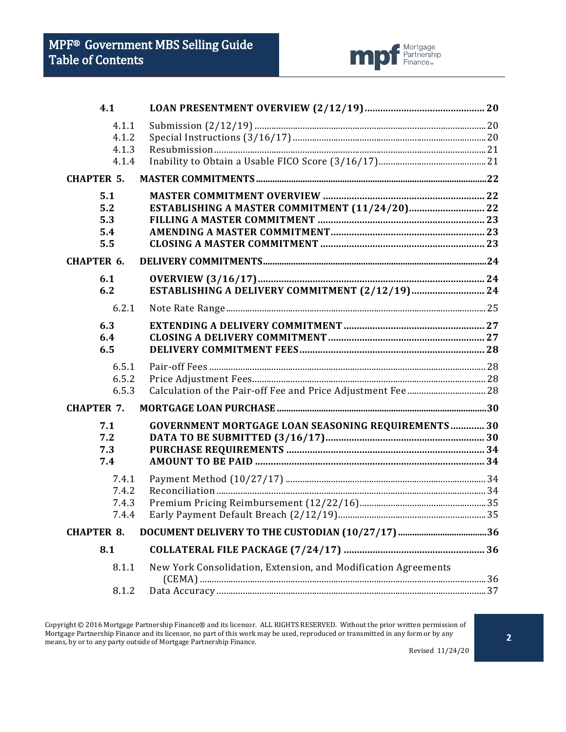| | | |
|---|---|---|
| **4.1** | **LOAN PRESENTMENT OVERVIEW (2/12/19)** | **20** |
| 4.1.1 | Submission (2/12/19) | 20 |
| 4.1.2 | Special Instructions (3/16/17) | 20 |
| 4.1.3 | Resubmission | 21 |
| 4.1.4 | Inability to Obtain a Usable FICO Score (3/16/17) | 21 |
| **CHAPTER 5.** | **MASTER COMMITMENTS** | **22** |
| **5.1** | **MASTER COMMITMENT OVERVIEW** | **22** |
| **5.2** | **ESTABLISHING A MASTER COMMITMENT (11/24/20)** | **22** |
| **5.3** | **FILLING A MASTER COMMITMENT** | **23** |
| **5.4** | **AMENDING A MASTER COMMITMENT** | **23** |
| **5.5** | **CLOSING A MASTER COMMITMENT** | **23** |
| **CHAPTER 6.** | **DELIVERY COMMITMENTS** | **24** |
| **6.1** | **OVERVIEW (3/16/17)** | **24** |
| **6.2** | **ESTABLISHING A DELIVERY COMMITMENT (2/12/19)** | **24** |
| 6.2.1 | Note Rate Range | 25 |
| **6.3** | **EXTENDING A DELIVERY COMMITMENT** | **27** |
| **6.4** | **CLOSING A DELIVERY COMMITMENT** | **27** |
| **6.5** | **DELIVERY COMMITMENT FEES** | **28** |
| 6.5.1 | Pair-off Fees | 28 |
| 6.5.2 | Price Adjustment Fees | 28 |
| 6.5.3 | Calculation of the Pair-off Fee and Price Adjustment Fee | 28 |
| **CHAPTER 7.** | **MORTGAGE LOAN PURCHASE** | **30** |
| **7.1** | **GOVERNMENT MORTGAGE LOAN SEASONING REQUIREMENTS** | **30** |
| **7.2** | **DATA TO BE SUBMITTED (3/16/17)** | **30** |
| **7.3** | **PURCHASE REQUIREMENTS** | **34** |
| **7.4** | **AMOUNT TO BE PAID** | **34** |
| 7.4.1 | Payment Method (10/27/17) | 34 |
| 7.4.2 | Reconciliation | 34 |
| 7.4.3 | Premium Pricing Reimbursement (12/22/16) | 35 |
| 7.4.4 | Early Payment Default Breach (2/12/19) | 35 |
| **CHAPTER 8.** | **DOCUMENT DELIVERY TO THE CUSTODIAN (10/27/17)** | **36** |
| **8.1** | **COLLATERAL FILE PACKAGE (7/24/17)** | **36** |
| 8.1.1 | New York Consolidation, Extension, and Modification Agreements (CEMA) | 36 |
| 8.1.2 | Data Accuracy | 37 |

Copyright © 2016 Mortgage Partnership Finance® and its licensor. ALL RIGHTS RESERVED. Without the prior written permission of Mortgage Partnership Finance and its licensor, no part of this work may be used, reproduced or transmitted in any form or by any means, by or to any party outside of Mortgage Partnership Finance.

Revised 11/24/20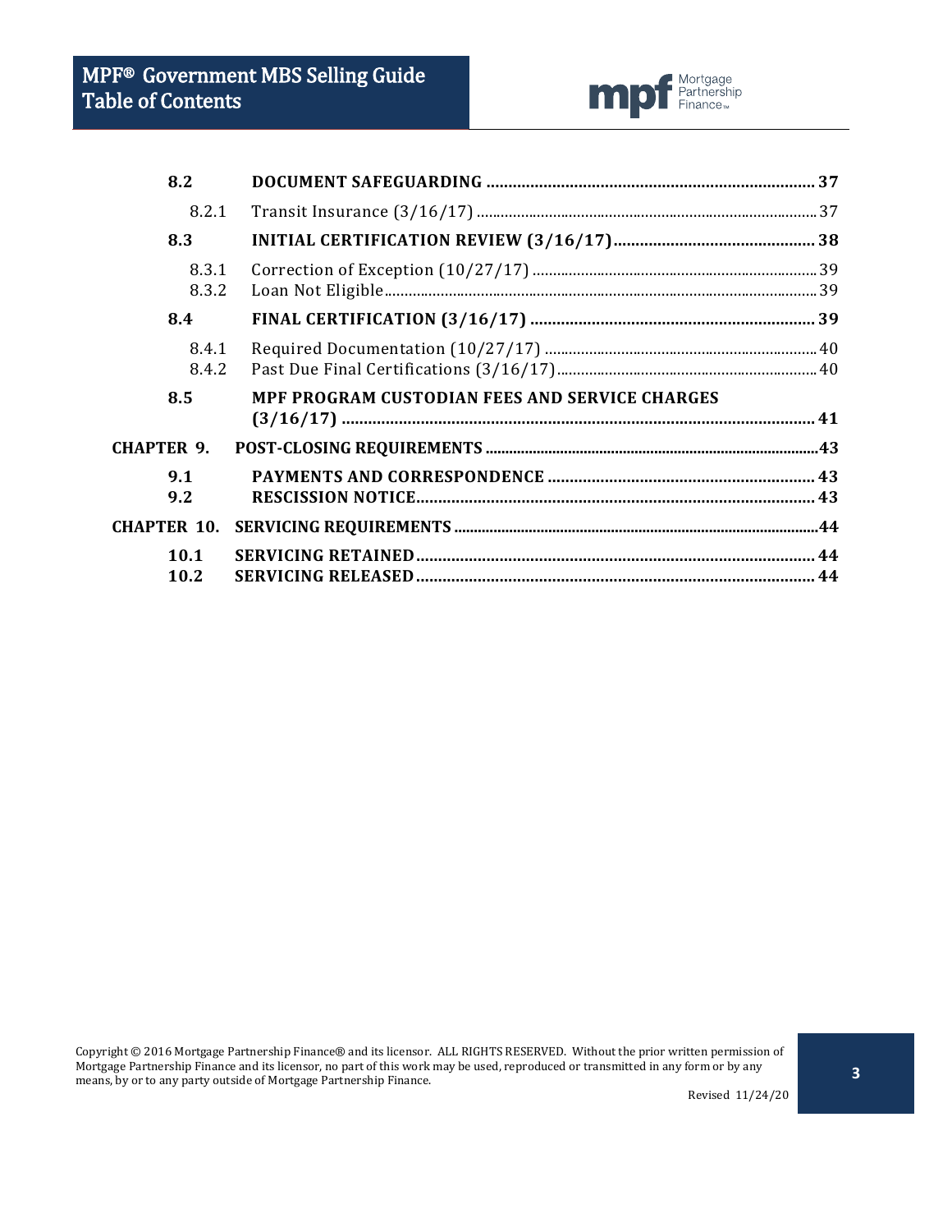| | | |
|---|---|---|
| **8.2** | **DOCUMENT SAFEGUARDING** | **37** |
| 8.2.1 | Transit Insurance (3/16/17) | 37 |
| **8.3** | **INITIAL CERTIFICATION REVIEW (3/16/17)** | **38** |
| 8.3.1 | Correction of Exception (10/27/17) | 39 |
| 8.3.2 | Loan Not Eligible | 39 |
| **8.4** | **FINAL CERTIFICATION (3/16/17)** | **39** |
| 8.4.1 | Required Documentation (10/27/17) | 40 |
| 8.4.2 | Past Due Final Certifications (3/16/17) | 40 |
| **8.5** | **MPF PROGRAM CUSTODIAN FEES AND SERVICE CHARGES (3/16/17)** | **41** |
| **CHAPTER 9.** | **POST-CLOSING REQUIREMENTS** | **43** |
| **9.1** | **PAYMENTS AND CORRESPONDENCE** | **43** |
| **9.2** | **RESCISSION NOTICE** | **43** |
| **CHAPTER 10.** | **SERVICING REQUIREMENTS** | **44** |
| **10.1** | **SERVICING RETAINED** | **44** |
| **10.2** | **SERVICING RELEASED** | **44** |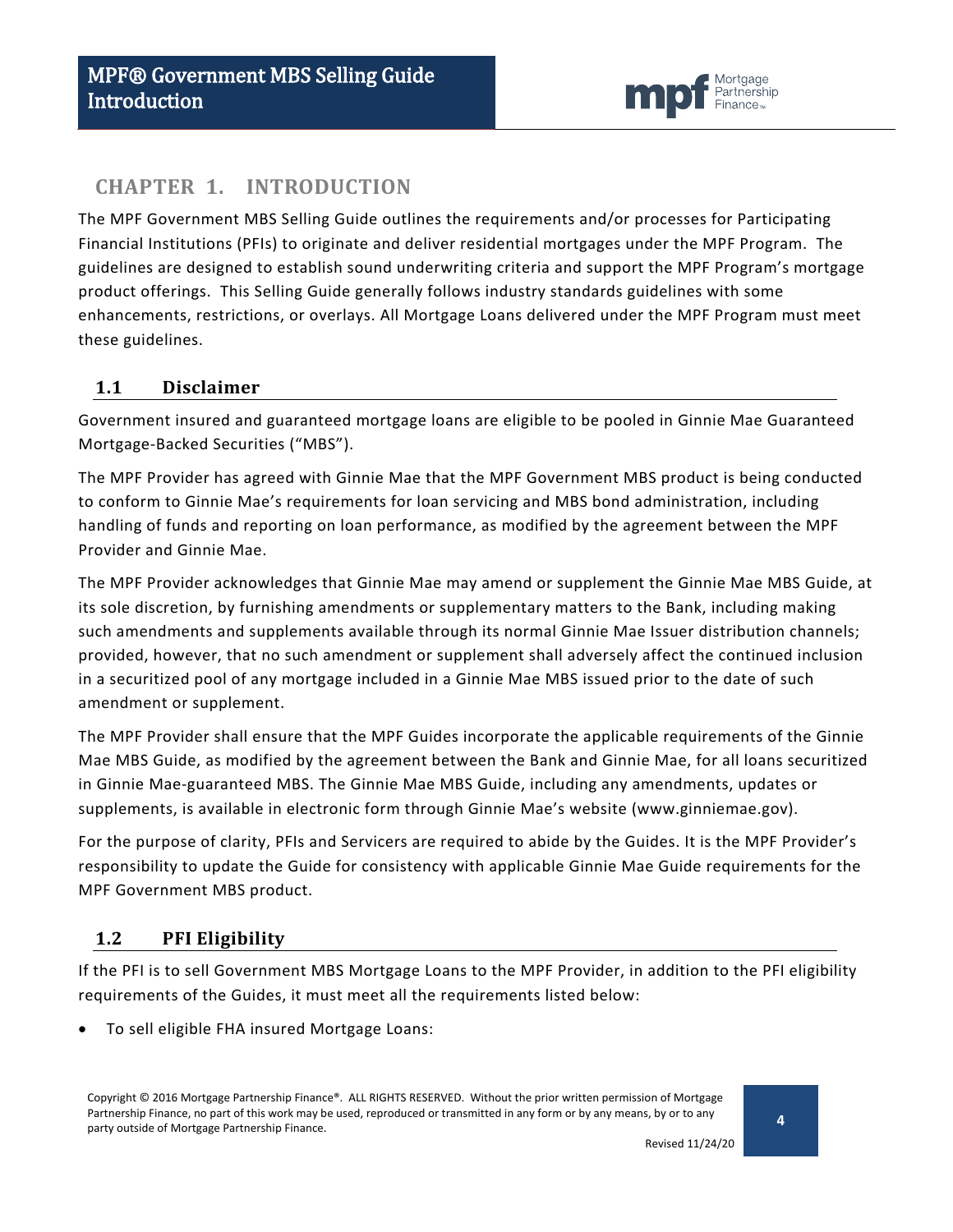# CHAPTER 1. INTRODUCTION

The MPF Government MBS Selling Guide outlines the requirements and/or processes for Participating Financial Institutions (PFIs) to originate and deliver residential mortgages under the MPF Program. The guidelines are designed to establish sound underwriting criteria and support the MPF Program's mortgage product offerings. This Selling Guide generally follows industry standards guidelines with some enhancements, restrictions, or overlays. All Mortgage Loans delivered under the MPF Program must meet these guidelines.

## 1.1 Disclaimer

Government insured and guaranteed mortgage loans are eligible to be pooled in Ginnie Mae Guaranteed Mortgage-Backed Securities ("MBS").

The MPF Provider has agreed with Ginnie Mae that the MPF Government MBS product is being conducted to conform to Ginnie Mae's requirements for loan servicing and MBS bond administration, including handling of funds and reporting on loan performance, as modified by the agreement between the MPF Provider and Ginnie Mae.

The MPF Provider acknowledges that Ginnie Mae may amend or supplement the Ginnie Mae MBS Guide, at its sole discretion, by furnishing amendments or supplementary matters to the Bank, including making such amendments and supplements available through its normal Ginnie Mae Issuer distribution channels; provided, however, that no such amendment or supplement shall adversely affect the continued inclusion in a securitized pool of any mortgage included in a Ginnie Mae MBS issued prior to the date of such amendment or supplement.

The MPF Provider shall ensure that the MPF Guides incorporate the applicable requirements of the Ginnie Mae MBS Guide, as modified by the agreement between the Bank and Ginnie Mae, for all loans securitized in Ginnie Mae-guaranteed MBS. The Ginnie Mae MBS Guide, including any amendments, updates or supplements, is available in electronic form through Ginnie Mae's website (www.ginniemae.gov).

For the purpose of clarity, PFIs and Servicers are required to abide by the Guides. It is the MPF Provider's responsibility to update the Guide for consistency with applicable Ginnie Mae Guide requirements for the MPF Government MBS product.

## 1.2 PFI Eligibility

If the PFI is to sell Government MBS Mortgage Loans to the MPF Provider, in addition to the PFI eligibility requirements of the Guides, it must meet all the requirements listed below:

- To sell eligible FHA insured Mortgage Loans: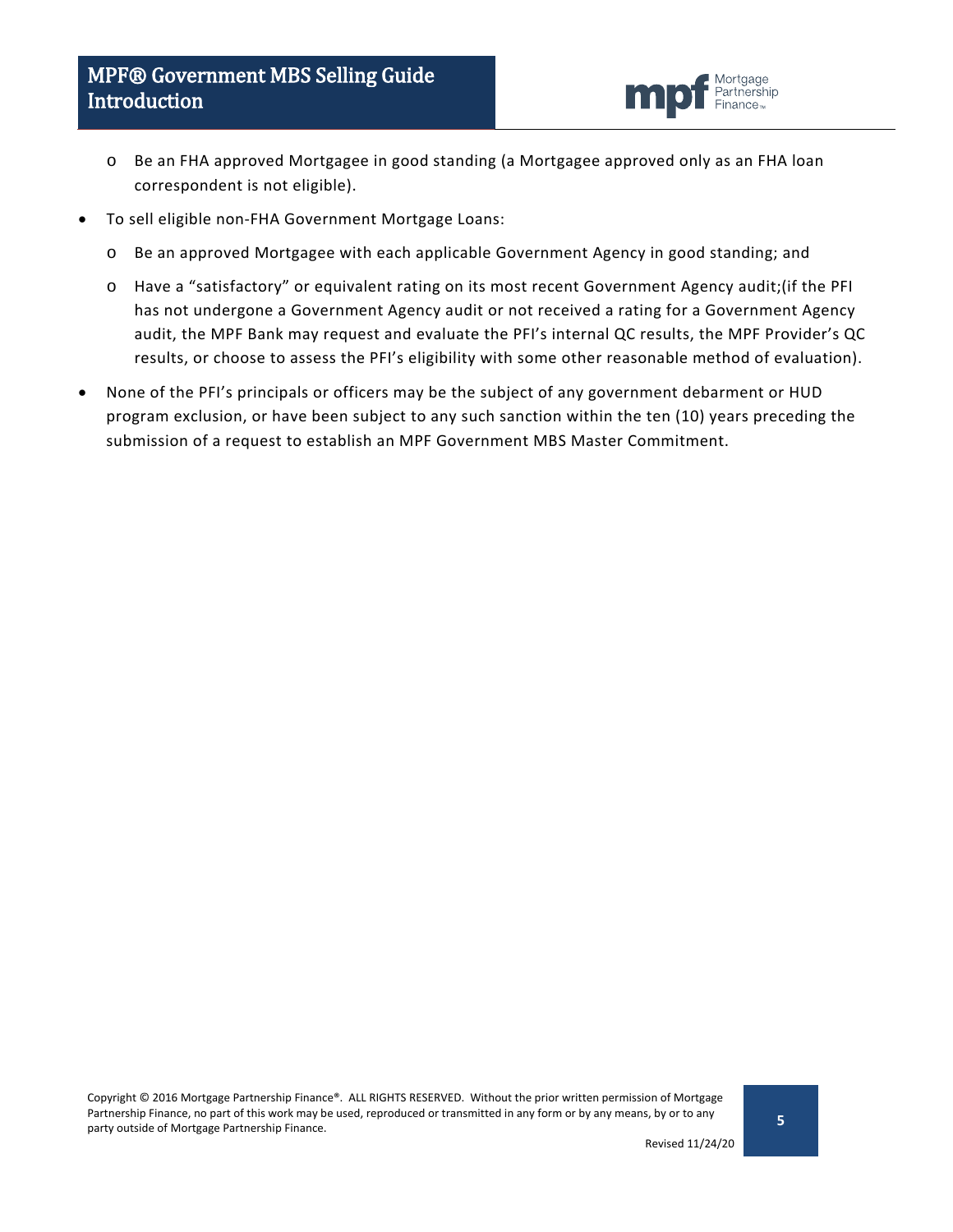- Be an FHA approved Mortgagee in good standing (a Mortgagee approved only as an FHA loan correspondent is not eligible).
- To sell eligible non-FHA Government Mortgage Loans:
  - Be an approved Mortgagee with each applicable Government Agency in good standing; and
  - Have a "satisfactory" or equivalent rating on its most recent Government Agency audit;(if the PFI has not undergone a Government Agency audit or not received a rating for a Government Agency audit, the MPF Bank may request and evaluate the PFI's internal QC results, the MPF Provider's QC results, or choose to assess the PFI's eligibility with some other reasonable method of evaluation).
- None of the PFI's principals or officers may be the subject of any government debarment or HUD program exclusion, or have been subject to any such sanction within the ten (10) years preceding the submission of a request to establish an MPF Government MBS Master Commitment.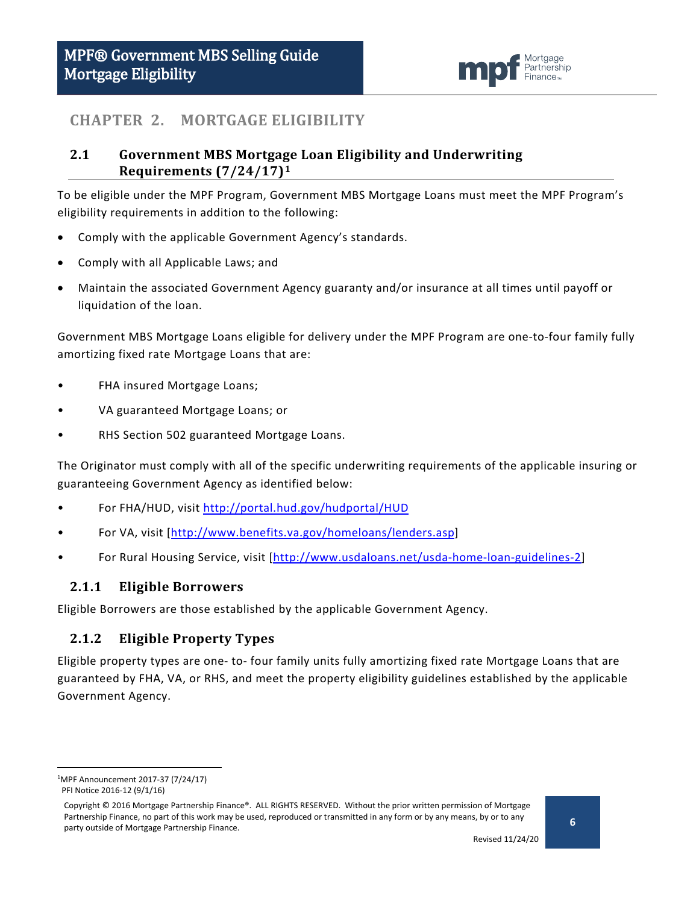# CHAPTER 2. MORTGAGE ELIGIBILITY

## 2.1 Government MBS Mortgage Loan Eligibility and Underwriting Requirements (7/24/17)[1]

To be eligible under the MPF Program, Government MBS Mortgage Loans must meet the MPF Program's eligibility requirements in addition to the following:

- Comply with the applicable Government Agency's standards.
- Comply with all Applicable Laws; and
- Maintain the associated Government Agency guaranty and/or insurance at all times until payoff or liquidation of the loan.

Government MBS Mortgage Loans eligible for delivery under the MPF Program are one-to-four family fully amortizing fixed rate Mortgage Loans that are:

- FHA insured Mortgage Loans;
- VA guaranteed Mortgage Loans; or
- RHS Section 502 guaranteed Mortgage Loans.

The Originator must comply with all of the specific underwriting requirements of the applicable insuring or guaranteeing Government Agency as identified below:

- For FHA/HUD, visit http://portal.hud.gov/hudportal/HUD
- For VA, visit [http://www.benefits.va.gov/homeloans/lenders.asp]
- For Rural Housing Service, visit [http://www.usdaloans.net/usda-home-loan-guidelines-2]

### 2.1.1 Eligible Borrowers

Eligible Borrowers are those established by the applicable Government Agency.

### 2.1.2 Eligible Property Types

Eligible property types are one- to- four family units fully amortizing fixed rate Mortgage Loans that are guaranteed by FHA, VA, or RHS, and meet the property eligibility guidelines established by the applicable Government Agency.

---

[1] MPF Announcement 2017-37 (7/24/17)
PFI Notice 2016-12 (9/1/16)

Copyright © 2016 Mortgage Partnership Finance®. ALL RIGHTS RESERVED. Without the prior written permission of Mortgage Partnership Finance, no part of this work may be used, reproduced or transmitted in any form or by any means, by or to any party outside of Mortgage Partnership Finance.

Revised 11/24/20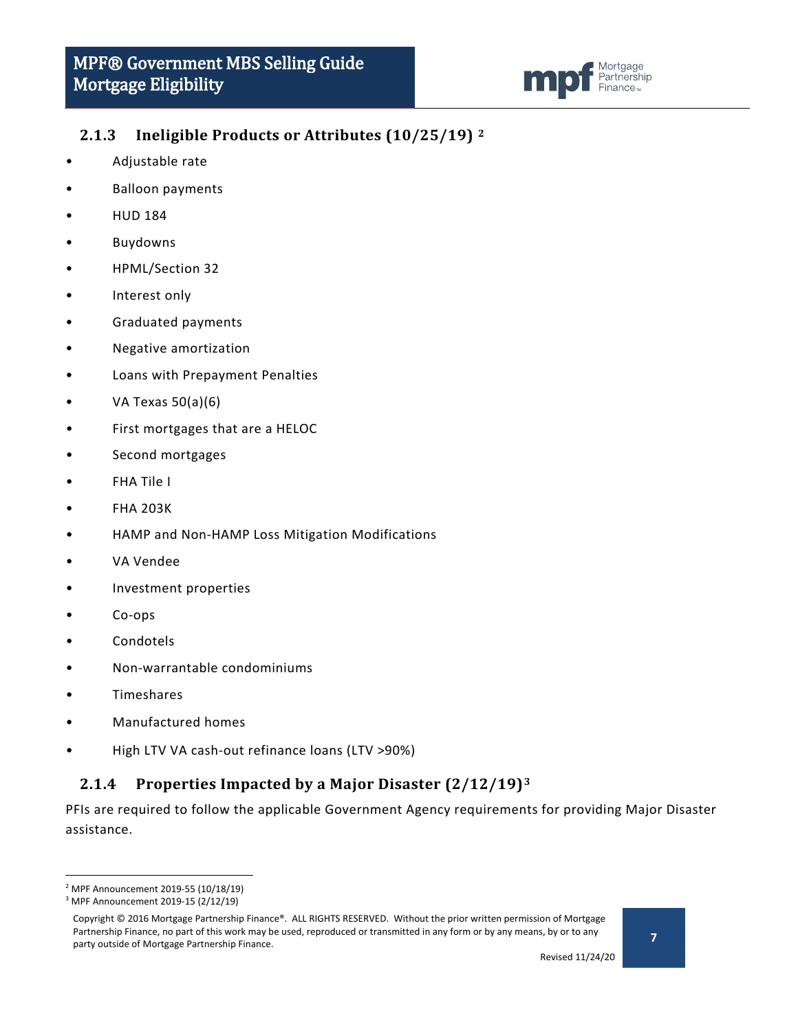### 2.1.3 Ineligible Products or Attributes (10/25/19) [2]

- Adjustable rate
- Balloon payments
- HUD 184
- Buydowns
- HPML/Section 32
- Interest only
- Graduated payments
- Negative amortization
- Loans with Prepayment Penalties
- VA Texas 50(a)(6)
- First mortgages that are a HELOC
- Second mortgages
- FHA Tile I
- FHA 203K
- HAMP and Non-HAMP Loss Mitigation Modifications
- VA Vendee
- Investment properties
- Co-ops
- Condotels
- Non-warrantable condominiums
- Timeshares
- Manufactured homes
- High LTV VA cash-out refinance loans (LTV >90%)

### 2.1.4 Properties Impacted by a Major Disaster (2/12/19)[3]

PFIs are required to follow the applicable Government Agency requirements for providing Major Disaster assistance.

[2] MPF Announcement 2019-55 (10/18/19)

[3] MPF Announcement 2019-15 (2/12/19)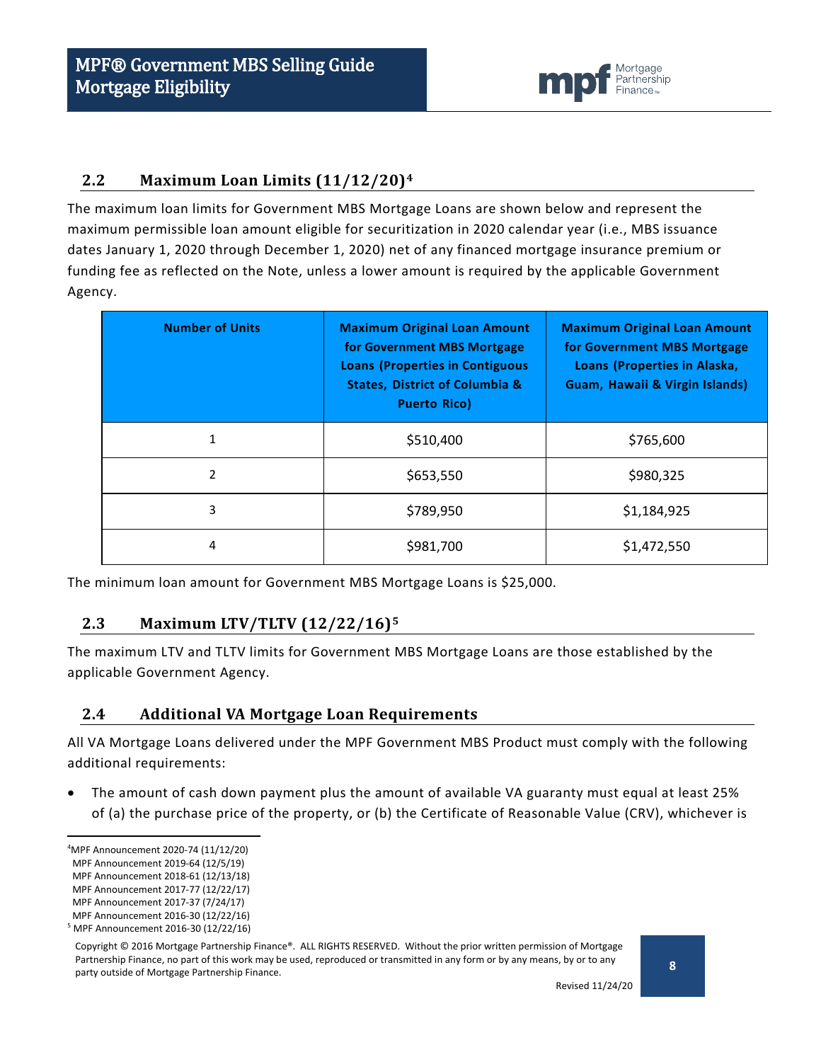## 2.2 Maximum Loan Limits (11/12/20)[4]

The maximum loan limits for Government MBS Mortgage Loans are shown below and represent the maximum permissible loan amount eligible for securitization in 2020 calendar year (i.e., MBS issuance dates January 1, 2020 through December 1, 2020) net of any financed mortgage insurance premium or funding fee as reflected on the Note, unless a lower amount is required by the applicable Government Agency.

| Number of Units | Maximum Original Loan Amount for Government MBS Mortgage Loans (Properties in Contiguous States, District of Columbia & Puerto Rico) | Maximum Original Loan Amount for Government MBS Mortgage Loans (Properties in Alaska, Guam, Hawaii & Virgin Islands) |
|---|---|---|
| 1 | $510,400 | $765,600 |
| 2 | $653,550 | $980,325 |
| 3 | $789,950 | $1,184,925 |
| 4 | $981,700 | $1,472,550 |

The minimum loan amount for Government MBS Mortgage Loans is $25,000.

## 2.3 Maximum LTV/TLTV (12/22/16)[5]

The maximum LTV and TLTV limits for Government MBS Mortgage Loans are those established by the applicable Government Agency.

## 2.4 Additional VA Mortgage Loan Requirements

All VA Mortgage Loans delivered under the MPF Government MBS Product must comply with the following additional requirements:

- The amount of cash down payment plus the amount of available VA guaranty must equal at least 25% of (a) the purchase price of the property, or (b) the Certificate of Reasonable Value (CRV), whichever is

---

[4] MPF Announcement 2020-74 (11/12/20)
MPF Announcement 2019-64 (12/5/19)
MPF Announcement 2018-61 (12/13/18)
MPF Announcement 2017-77 (12/22/17)
MPF Announcement 2017-37 (7/24/17)
MPF Announcement 2016-30 (12/22/16)

[5] MPF Announcement 2016-30 (12/22/16)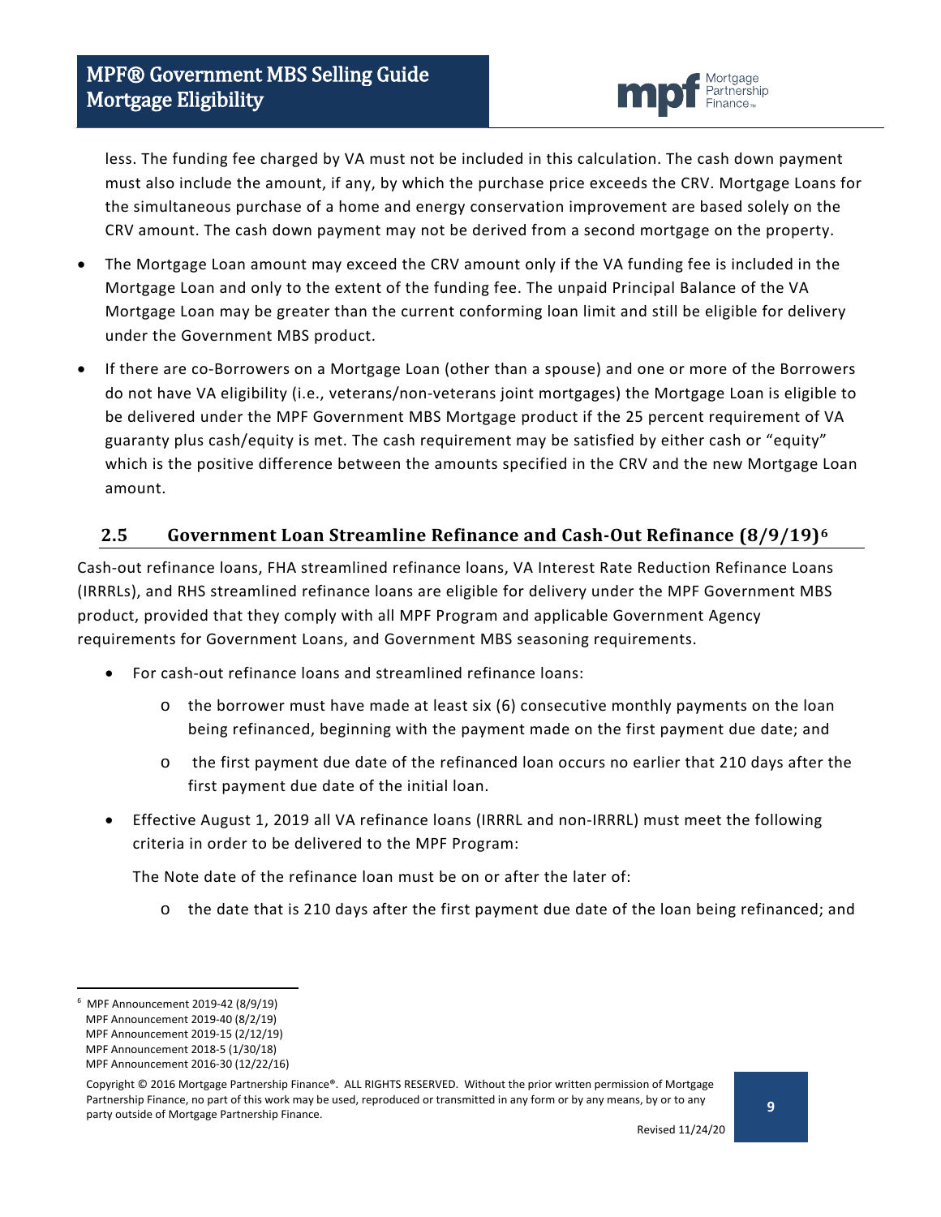less. The funding fee charged by VA must not be included in this calculation. The cash down payment must also include the amount, if any, by which the purchase price exceeds the CRV. Mortgage Loans for the simultaneous purchase of a home and energy conservation improvement are based solely on the CRV amount. The cash down payment may not be derived from a second mortgage on the property.

- The Mortgage Loan amount may exceed the CRV amount only if the VA funding fee is included in the Mortgage Loan and only to the extent of the funding fee. The unpaid Principal Balance of the VA Mortgage Loan may be greater than the current conforming loan limit and still be eligible for delivery under the Government MBS product.
- If there are co-Borrowers on a Mortgage Loan (other than a spouse) and one or more of the Borrowers do not have VA eligibility (i.e., veterans/non-veterans joint mortgages) the Mortgage Loan is eligible to be delivered under the MPF Government MBS Mortgage product if the 25 percent requirement of VA guaranty plus cash/equity is met. The cash requirement may be satisfied by either cash or "equity" which is the positive difference between the amounts specified in the CRV and the new Mortgage Loan amount.

## 2.5 Government Loan Streamline Refinance and Cash-Out Refinance (8/9/19)[6]

Cash-out refinance loans, FHA streamlined refinance loans, VA Interest Rate Reduction Refinance Loans (IRRRLs), and RHS streamlined refinance loans are eligible for delivery under the MPF Government MBS product, provided that they comply with all MPF Program and applicable Government Agency requirements for Government Loans, and Government MBS seasoning requirements.

- For cash-out refinance loans and streamlined refinance loans:
  - the borrower must have made at least six (6) consecutive monthly payments on the loan being refinanced, beginning with the payment made on the first payment due date; and
  - the first payment due date of the refinanced loan occurs no earlier that 210 days after the first payment due date of the initial loan.
- Effective August 1, 2019 all VA refinance loans (IRRRL and non-IRRRL) must meet the following criteria in order to be delivered to the MPF Program:

  The Note date of the refinance loan must be on or after the later of:

  - the date that is 210 days after the first payment due date of the loan being refinanced; and

---

[6] MPF Announcement 2019-42 (8/9/19)
MPF Announcement 2019-40 (8/2/19)
MPF Announcement 2019-15 (2/12/19)
MPF Announcement 2018-5 (1/30/18)
MPF Announcement 2016-30 (12/22/16)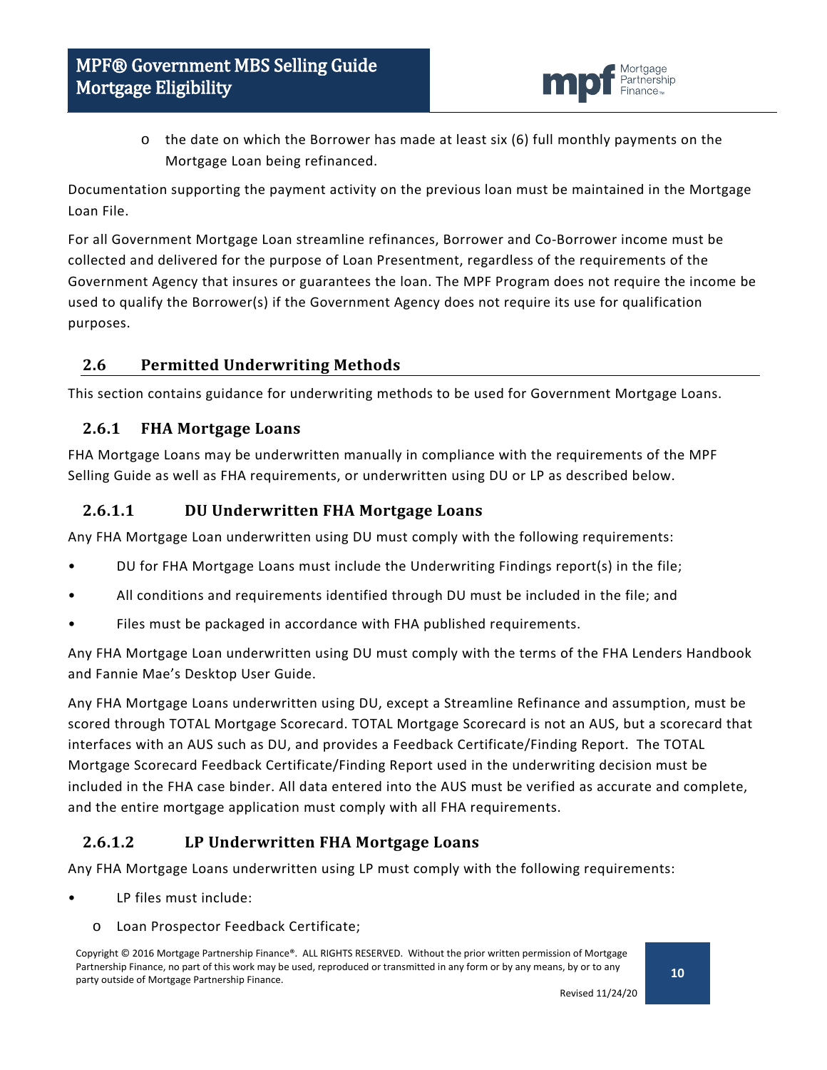- the date on which the Borrower has made at least six (6) full monthly payments on the Mortgage Loan being refinanced.

Documentation supporting the payment activity on the previous loan must be maintained in the Mortgage Loan File.

For all Government Mortgage Loan streamline refinances, Borrower and Co-Borrower income must be collected and delivered for the purpose of Loan Presentment, regardless of the requirements of the Government Agency that insures or guarantees the loan. The MPF Program does not require the income be used to qualify the Borrower(s) if the Government Agency does not require its use for qualification purposes.

## 2.6 Permitted Underwriting Methods

This section contains guidance for underwriting methods to be used for Government Mortgage Loans.

### 2.6.1 FHA Mortgage Loans

FHA Mortgage Loans may be underwritten manually in compliance with the requirements of the MPF Selling Guide as well as FHA requirements, or underwritten using DU or LP as described below.

#### 2.6.1.1 DU Underwritten FHA Mortgage Loans

Any FHA Mortgage Loan underwritten using DU must comply with the following requirements:

- DU for FHA Mortgage Loans must include the Underwriting Findings report(s) in the file;
- All conditions and requirements identified through DU must be included in the file; and
- Files must be packaged in accordance with FHA published requirements.

Any FHA Mortgage Loan underwritten using DU must comply with the terms of the FHA Lenders Handbook and Fannie Mae's Desktop User Guide.

Any FHA Mortgage Loans underwritten using DU, except a Streamline Refinance and assumption, must be scored through TOTAL Mortgage Scorecard. TOTAL Mortgage Scorecard is not an AUS, but a scorecard that interfaces with an AUS such as DU, and provides a Feedback Certificate/Finding Report. The TOTAL Mortgage Scorecard Feedback Certificate/Finding Report used in the underwriting decision must be included in the FHA case binder. All data entered into the AUS must be verified as accurate and complete, and the entire mortgage application must comply with all FHA requirements.

#### 2.6.1.2 LP Underwritten FHA Mortgage Loans

Any FHA Mortgage Loans underwritten using LP must comply with the following requirements:

- LP files must include:
  - Loan Prospector Feedback Certificate;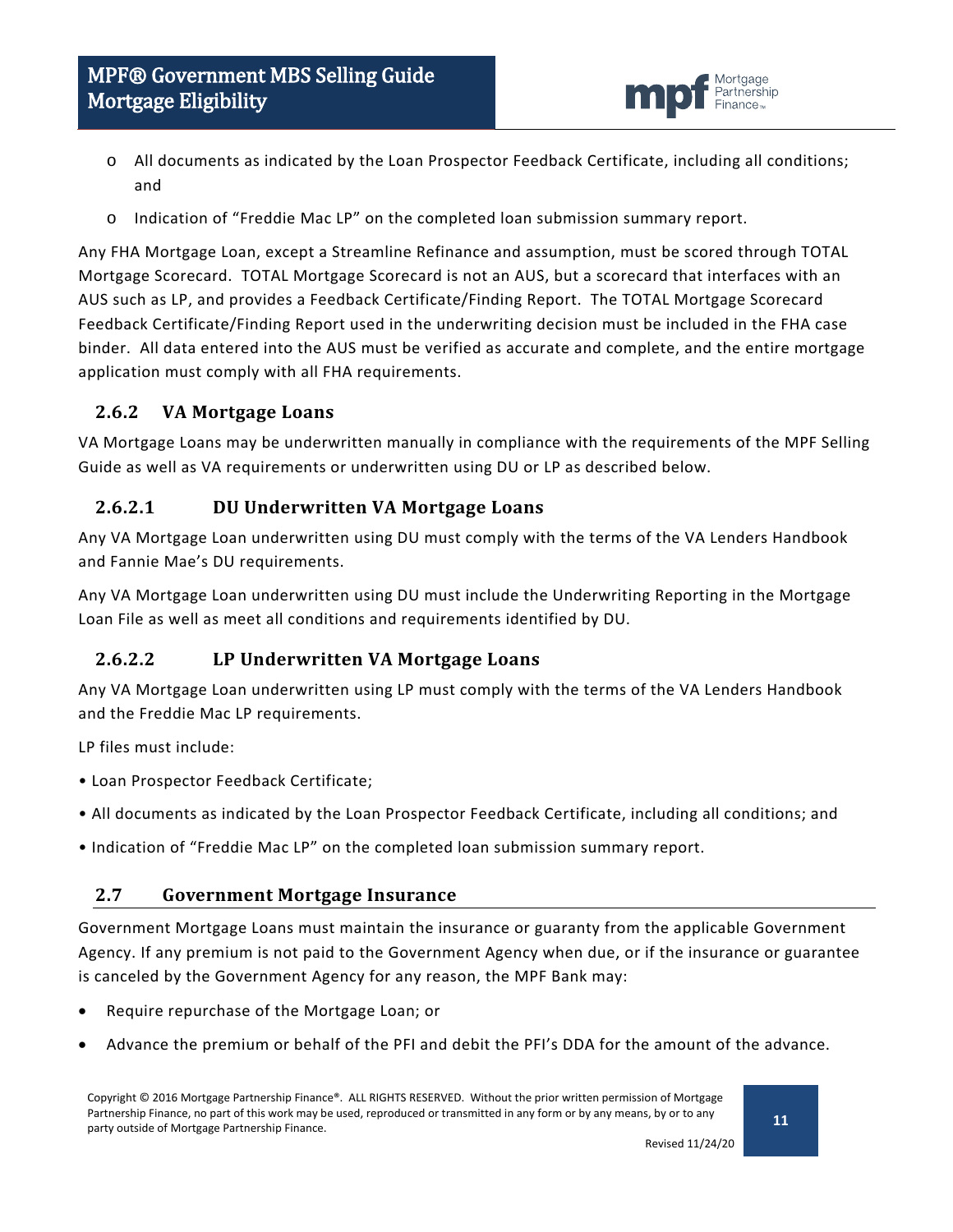- All documents as indicated by the Loan Prospector Feedback Certificate, including all conditions; and
- Indication of "Freddie Mac LP" on the completed loan submission summary report.

Any FHA Mortgage Loan, except a Streamline Refinance and assumption, must be scored through TOTAL Mortgage Scorecard. TOTAL Mortgage Scorecard is not an AUS, but a scorecard that interfaces with an AUS such as LP, and provides a Feedback Certificate/Finding Report. The TOTAL Mortgage Scorecard Feedback Certificate/Finding Report used in the underwriting decision must be included in the FHA case binder. All data entered into the AUS must be verified as accurate and complete, and the entire mortgage application must comply with all FHA requirements.

### 2.6.2 VA Mortgage Loans

VA Mortgage Loans may be underwritten manually in compliance with the requirements of the MPF Selling Guide as well as VA requirements or underwritten using DU or LP as described below.

#### 2.6.2.1 DU Underwritten VA Mortgage Loans

Any VA Mortgage Loan underwritten using DU must comply with the terms of the VA Lenders Handbook and Fannie Mae's DU requirements.

Any VA Mortgage Loan underwritten using DU must include the Underwriting Reporting in the Mortgage Loan File as well as meet all conditions and requirements identified by DU.

#### 2.6.2.2 LP Underwritten VA Mortgage Loans

Any VA Mortgage Loan underwritten using LP must comply with the terms of the VA Lenders Handbook and the Freddie Mac LP requirements.

LP files must include:

- Loan Prospector Feedback Certificate;
- All documents as indicated by the Loan Prospector Feedback Certificate, including all conditions; and
- Indication of "Freddie Mac LP" on the completed loan submission summary report.

## 2.7 Government Mortgage Insurance

Government Mortgage Loans must maintain the insurance or guaranty from the applicable Government Agency. If any premium is not paid to the Government Agency when due, or if the insurance or guarantee is canceled by the Government Agency for any reason, the MPF Bank may:

- Require repurchase of the Mortgage Loan; or
- Advance the premium or behalf of the PFI and debit the PFI's DDA for the amount of the advance.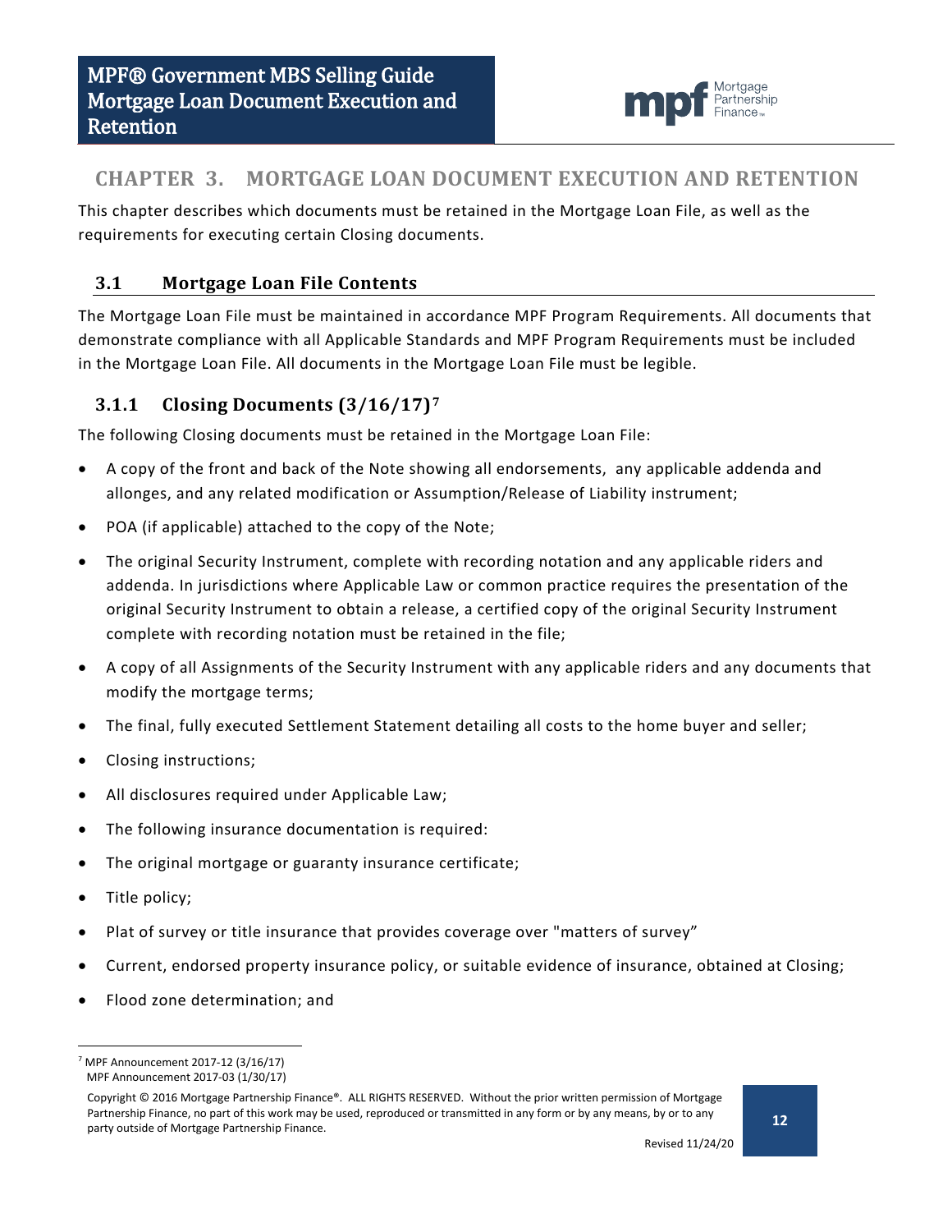# CHAPTER 3. MORTGAGE LOAN DOCUMENT EXECUTION AND RETENTION

This chapter describes which documents must be retained in the Mortgage Loan File, as well as the requirements for executing certain Closing documents.

## 3.1 Mortgage Loan File Contents

The Mortgage Loan File must be maintained in accordance MPF Program Requirements. All documents that demonstrate compliance with all Applicable Standards and MPF Program Requirements must be included in the Mortgage Loan File. All documents in the Mortgage Loan File must be legible.

### 3.1.1 Closing Documents (3/16/17)[7]

The following Closing documents must be retained in the Mortgage Loan File:

- A copy of the front and back of the Note showing all endorsements, any applicable addenda and allonges, and any related modification or Assumption/Release of Liability instrument;
- POA (if applicable) attached to the copy of the Note;
- The original Security Instrument, complete with recording notation and any applicable riders and addenda. In jurisdictions where Applicable Law or common practice requires the presentation of the original Security Instrument to obtain a release, a certified copy of the original Security Instrument complete with recording notation must be retained in the file;
- A copy of all Assignments of the Security Instrument with any applicable riders and any documents that modify the mortgage terms;
- The final, fully executed Settlement Statement detailing all costs to the home buyer and seller;
- Closing instructions;
- All disclosures required under Applicable Law;
- The following insurance documentation is required:
- The original mortgage or guaranty insurance certificate;
- Title policy;
- Plat of survey or title insurance that provides coverage over "matters of survey"
- Current, endorsed property insurance policy, or suitable evidence of insurance, obtained at Closing;
- Flood zone determination; and

[7] MPF Announcement 2017-12 (3/16/17)
MPF Announcement 2017-03 (1/30/17)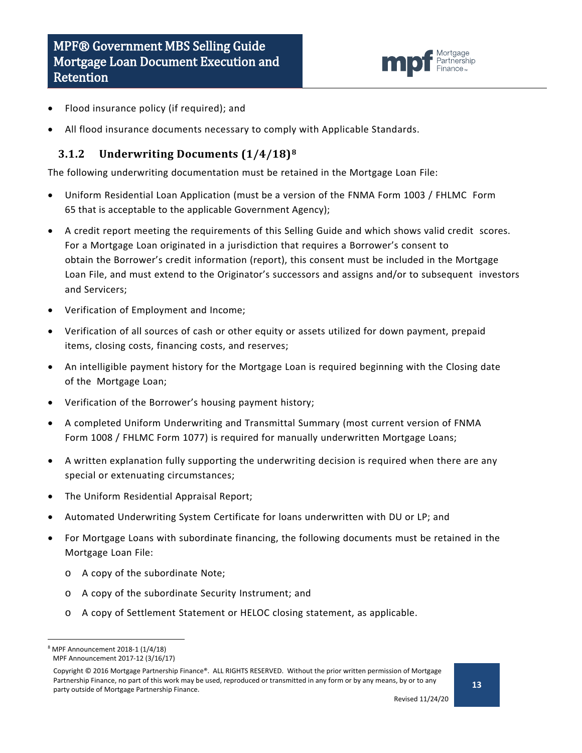- Flood insurance policy (if required); and
- All flood insurance documents necessary to comply with Applicable Standards.

### 3.1.2 Underwriting Documents (1/4/18)[8]

The following underwriting documentation must be retained in the Mortgage Loan File:

- Uniform Residential Loan Application (must be a version of the FNMA Form 1003 / FHLMC Form 65 that is acceptable to the applicable Government Agency);
- A credit report meeting the requirements of this Selling Guide and which shows valid credit scores. For a Mortgage Loan originated in a jurisdiction that requires a Borrower's consent to obtain the Borrower's credit information (report), this consent must be included in the Mortgage Loan File, and must extend to the Originator's successors and assigns and/or to subsequent investors and Servicers;
- Verification of Employment and Income;
- Verification of all sources of cash or other equity or assets utilized for down payment, prepaid items, closing costs, financing costs, and reserves;
- An intelligible payment history for the Mortgage Loan is required beginning with the Closing date of the Mortgage Loan;
- Verification of the Borrower's housing payment history;
- A completed Uniform Underwriting and Transmittal Summary (most current version of FNMA Form 1008 / FHLMC Form 1077) is required for manually underwritten Mortgage Loans;
- A written explanation fully supporting the underwriting decision is required when there are any special or extenuating circumstances;
- The Uniform Residential Appraisal Report;
- Automated Underwriting System Certificate for loans underwritten with DU or LP; and
- For Mortgage Loans with subordinate financing, the following documents must be retained in the Mortgage Loan File:
  - A copy of the subordinate Note;
  - A copy of the subordinate Security Instrument; and
  - A copy of Settlement Statement or HELOC closing statement, as applicable.

---

[8] MPF Announcement 2018-1 (1/4/18)
MPF Announcement 2017-12 (3/16/17)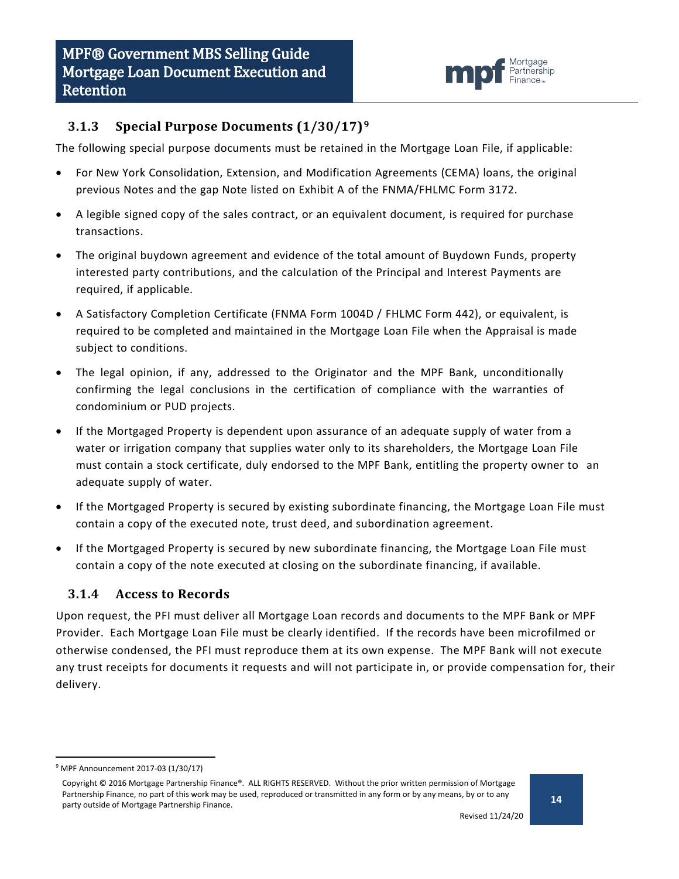### 3.1.3 Special Purpose Documents (1/30/17)[9]

The following special purpose documents must be retained in the Mortgage Loan File, if applicable:

- For New York Consolidation, Extension, and Modification Agreements (CEMA) loans, the original previous Notes and the gap Note listed on Exhibit A of the FNMA/FHLMC Form 3172.
- A legible signed copy of the sales contract, or an equivalent document, is required for purchase transactions.
- The original buydown agreement and evidence of the total amount of Buydown Funds, property interested party contributions, and the calculation of the Principal and Interest Payments are required, if applicable.
- A Satisfactory Completion Certificate (FNMA Form 1004D / FHLMC Form 442), or equivalent, is required to be completed and maintained in the Mortgage Loan File when the Appraisal is made subject to conditions.
- The legal opinion, if any, addressed to the Originator and the MPF Bank, unconditionally confirming the legal conclusions in the certification of compliance with the warranties of condominium or PUD projects.
- If the Mortgaged Property is dependent upon assurance of an adequate supply of water from a water or irrigation company that supplies water only to its shareholders, the Mortgage Loan File must contain a stock certificate, duly endorsed to the MPF Bank, entitling the property owner to an adequate supply of water.
- If the Mortgaged Property is secured by existing subordinate financing, the Mortgage Loan File must contain a copy of the executed note, trust deed, and subordination agreement.
- If the Mortgaged Property is secured by new subordinate financing, the Mortgage Loan File must contain a copy of the note executed at closing on the subordinate financing, if available.

### 3.1.4 Access to Records

Upon request, the PFI must deliver all Mortgage Loan records and documents to the MPF Bank or MPF Provider. Each Mortgage Loan File must be clearly identified. If the records have been microfilmed or otherwise condensed, the PFI must reproduce them at its own expense. The MPF Bank will not execute any trust receipts for documents it requests and will not participate in, or provide compensation for, their delivery.

[9] MPF Announcement 2017-03 (1/30/17)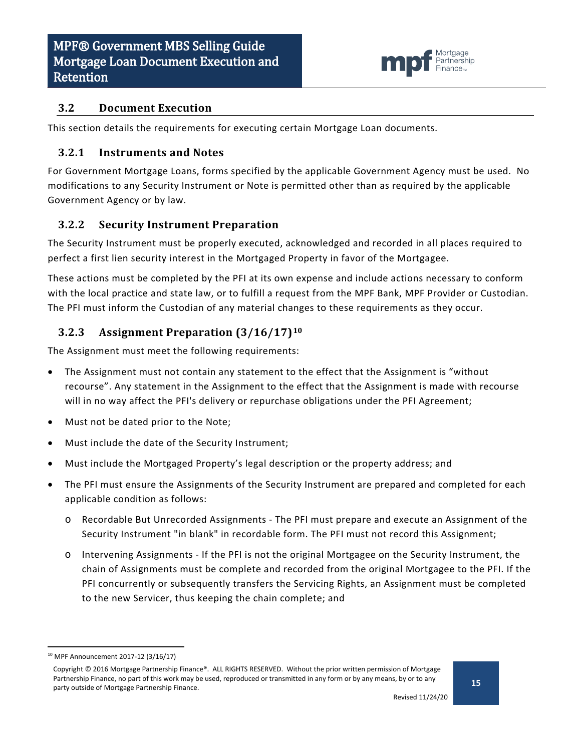## 3.2 Document Execution

This section details the requirements for executing certain Mortgage Loan documents.

### 3.2.1 Instruments and Notes

For Government Mortgage Loans, forms specified by the applicable Government Agency must be used. No modifications to any Security Instrument or Note is permitted other than as required by the applicable Government Agency or by law.

### 3.2.2 Security Instrument Preparation

The Security Instrument must be properly executed, acknowledged and recorded in all places required to perfect a first lien security interest in the Mortgaged Property in favor of the Mortgagee.

These actions must be completed by the PFI at its own expense and include actions necessary to conform with the local practice and state law, or to fulfill a request from the MPF Bank, MPF Provider or Custodian. The PFI must inform the Custodian of any material changes to these requirements as they occur.

### 3.2.3 Assignment Preparation (3/16/17)[10]

The Assignment must meet the following requirements:

- The Assignment must not contain any statement to the effect that the Assignment is "without recourse". Any statement in the Assignment to the effect that the Assignment is made with recourse will in no way affect the PFI's delivery or repurchase obligations under the PFI Agreement;
- Must not be dated prior to the Note;
- Must include the date of the Security Instrument;
- Must include the Mortgaged Property's legal description or the property address; and
- The PFI must ensure the Assignments of the Security Instrument are prepared and completed for each applicable condition as follows:
  - Recordable But Unrecorded Assignments - The PFI must prepare and execute an Assignment of the Security Instrument "in blank" in recordable form. The PFI must not record this Assignment;
  - Intervening Assignments - If the PFI is not the original Mortgagee on the Security Instrument, the chain of Assignments must be complete and recorded from the original Mortgagee to the PFI. If the PFI concurrently or subsequently transfers the Servicing Rights, an Assignment must be completed to the new Servicer, thus keeping the chain complete; and

[10] MPF Announcement 2017-12 (3/16/17)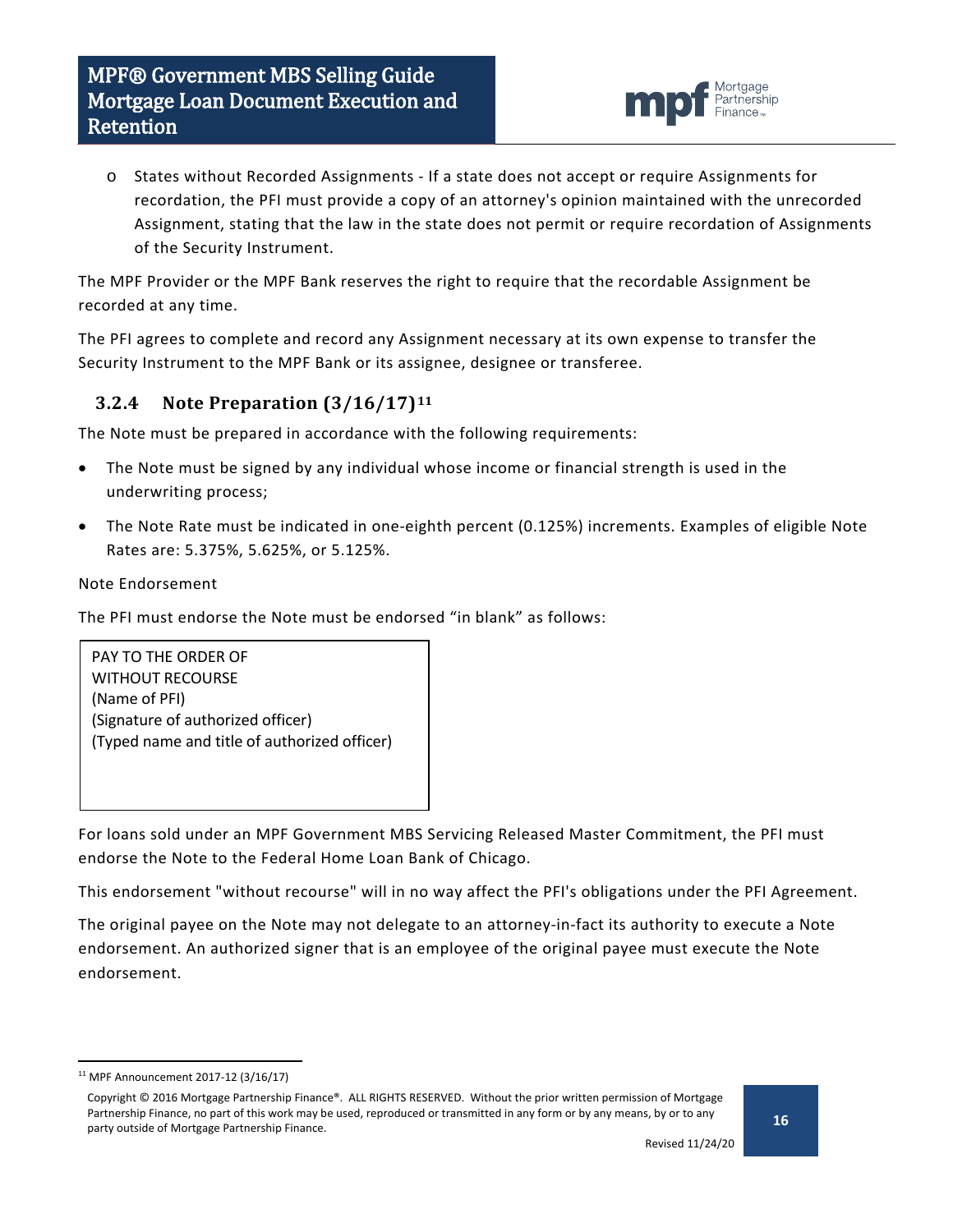- States without Recorded Assignments - If a state does not accept or require Assignments for recordation, the PFI must provide a copy of an attorney's opinion maintained with the unrecorded Assignment, stating that the law in the state does not permit or require recordation of Assignments of the Security Instrument.

The MPF Provider or the MPF Bank reserves the right to require that the recordable Assignment be recorded at any time.

The PFI agrees to complete and record any Assignment necessary at its own expense to transfer the Security Instrument to the MPF Bank or its assignee, designee or transferee.

### 3.2.4 Note Preparation (3/16/17)[11]

The Note must be prepared in accordance with the following requirements:

- The Note must be signed by any individual whose income or financial strength is used in the underwriting process;
- The Note Rate must be indicated in one-eighth percent (0.125%) increments. Examples of eligible Note Rates are: 5.375%, 5.625%, or 5.125%.

Note Endorsement

The PFI must endorse the Note must be endorsed “in blank” as follows:

```
PAY TO THE ORDER OF
WITHOUT RECOURSE
(Name of PFI)
(Signature of authorized officer)
(Typed name and title of authorized officer)
```

For loans sold under an MPF Government MBS Servicing Released Master Commitment, the PFI must endorse the Note to the Federal Home Loan Bank of Chicago.

This endorsement "without recourse" will in no way affect the PFI's obligations under the PFI Agreement.

The original payee on the Note may not delegate to an attorney-in-fact its authority to execute a Note endorsement. An authorized signer that is an employee of the original payee must execute the Note endorsement.

[11] MPF Announcement 2017-12 (3/16/17)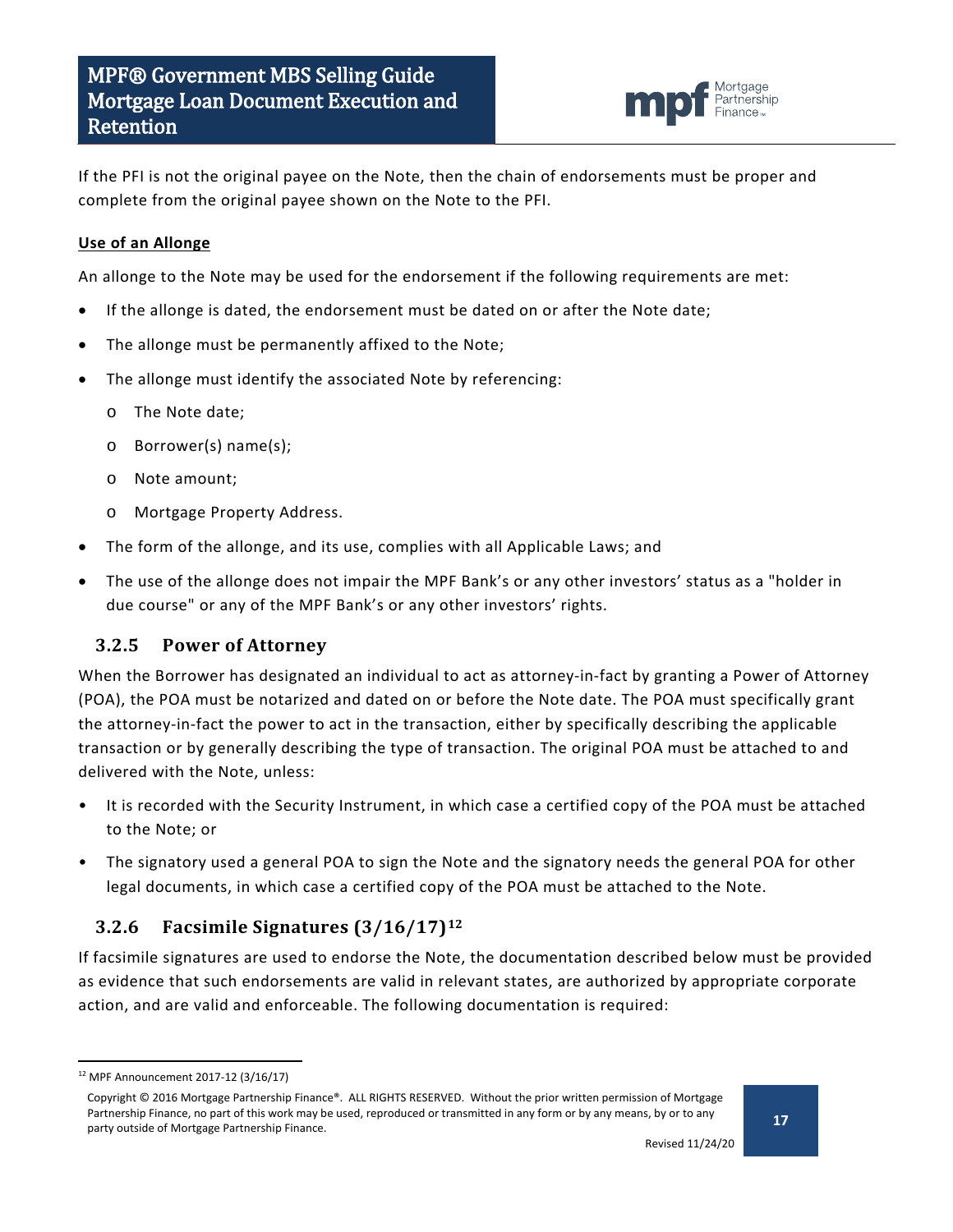If the PFI is not the original payee on the Note, then the chain of endorsements must be proper and complete from the original payee shown on the Note to the PFI.

**Use of an Allonge**

An allonge to the Note may be used for the endorsement if the following requirements are met:

- If the allonge is dated, the endorsement must be dated on or after the Note date;
- The allonge must be permanently affixed to the Note;
- The allonge must identify the associated Note by referencing:
  - The Note date;
  - Borrower(s) name(s);
  - Note amount;
  - Mortgage Property Address.
- The form of the allonge, and its use, complies with all Applicable Laws; and
- The use of the allonge does not impair the MPF Bank's or any other investors' status as a "holder in due course" or any of the MPF Bank's or any other investors' rights.

### 3.2.5 Power of Attorney

When the Borrower has designated an individual to act as attorney-in-fact by granting a Power of Attorney (POA), the POA must be notarized and dated on or before the Note date. The POA must specifically grant the attorney-in-fact the power to act in the transaction, either by specifically describing the applicable transaction or by generally describing the type of transaction. The original POA must be attached to and delivered with the Note, unless:

- It is recorded with the Security Instrument, in which case a certified copy of the POA must be attached to the Note; or
- The signatory used a general POA to sign the Note and the signatory needs the general POA for other legal documents, in which case a certified copy of the POA must be attached to the Note.

### 3.2.6 Facsimile Signatures (3/16/17)[12]

If facsimile signatures are used to endorse the Note, the documentation described below must be provided as evidence that such endorsements are valid in relevant states, are authorized by appropriate corporate action, and are valid and enforceable. The following documentation is required:

[12] MPF Announcement 2017-12 (3/16/17)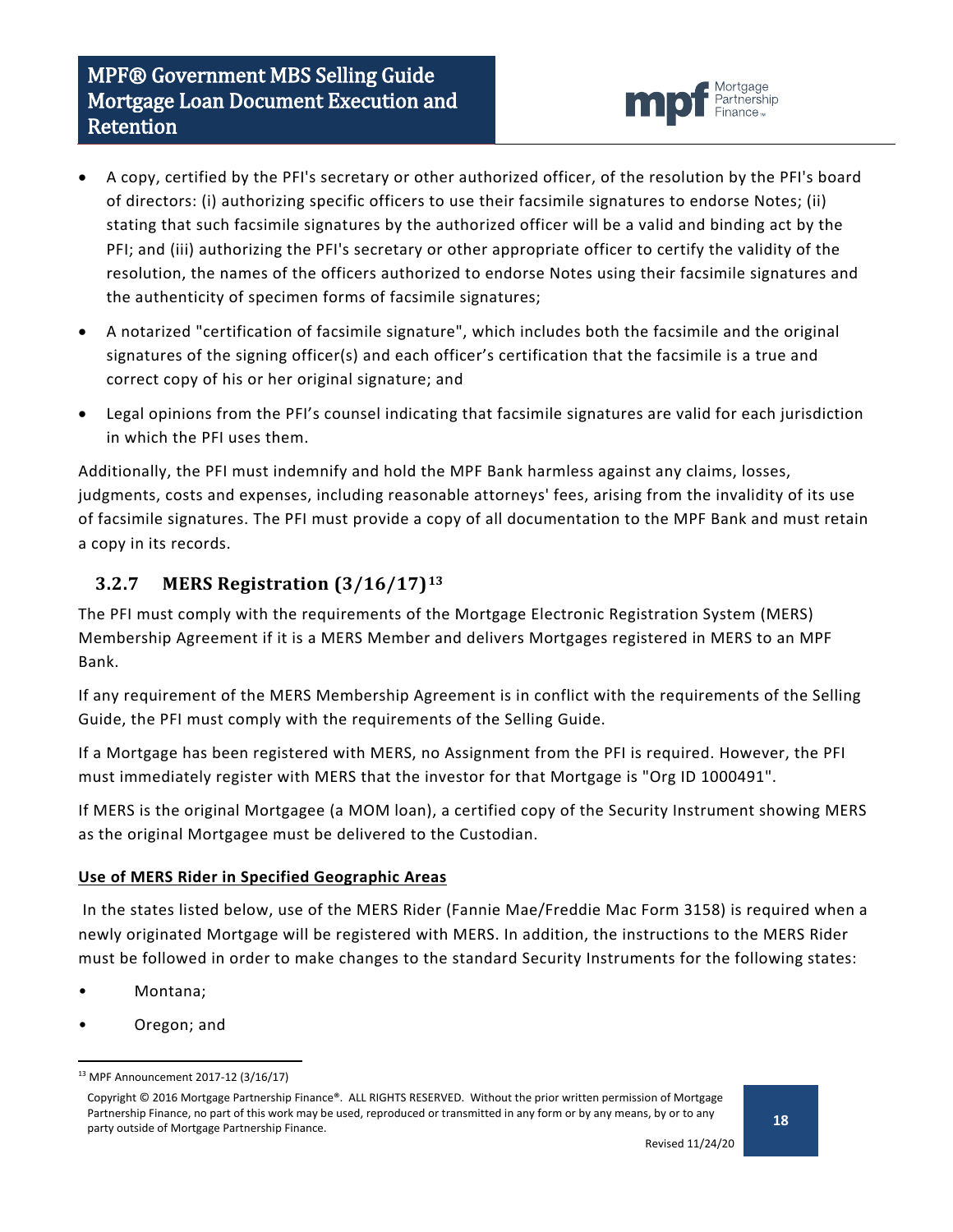- A copy, certified by the PFI's secretary or other authorized officer, of the resolution by the PFI's board of directors: (i) authorizing specific officers to use their facsimile signatures to endorse Notes; (ii) stating that such facsimile signatures by the authorized officer will be a valid and binding act by the PFI; and (iii) authorizing the PFI's secretary or other appropriate officer to certify the validity of the resolution, the names of the officers authorized to endorse Notes using their facsimile signatures and the authenticity of specimen forms of facsimile signatures;
- A notarized "certification of facsimile signature", which includes both the facsimile and the original signatures of the signing officer(s) and each officer's certification that the facsimile is a true and correct copy of his or her original signature; and
- Legal opinions from the PFI's counsel indicating that facsimile signatures are valid for each jurisdiction in which the PFI uses them.

Additionally, the PFI must indemnify and hold the MPF Bank harmless against any claims, losses, judgments, costs and expenses, including reasonable attorneys' fees, arising from the invalidity of its use of facsimile signatures. The PFI must provide a copy of all documentation to the MPF Bank and must retain a copy in its records.

### 3.2.7 MERS Registration (3/16/17)[13]

The PFI must comply with the requirements of the Mortgage Electronic Registration System (MERS) Membership Agreement if it is a MERS Member and delivers Mortgages registered in MERS to an MPF Bank.

If any requirement of the MERS Membership Agreement is in conflict with the requirements of the Selling Guide, the PFI must comply with the requirements of the Selling Guide.

If a Mortgage has been registered with MERS, no Assignment from the PFI is required. However, the PFI must immediately register with MERS that the investor for that Mortgage is "Org ID 1000491".

If MERS is the original Mortgagee (a MOM loan), a certified copy of the Security Instrument showing MERS as the original Mortgagee must be delivered to the Custodian.

**Use of MERS Rider in Specified Geographic Areas**

In the states listed below, use of the MERS Rider (Fannie Mae/Freddie Mac Form 3158) is required when a newly originated Mortgage will be registered with MERS. In addition, the instructions to the MERS Rider must be followed in order to make changes to the standard Security Instruments for the following states:

- Montana;
- Oregon; and

[13] MPF Announcement 2017-12 (3/16/17)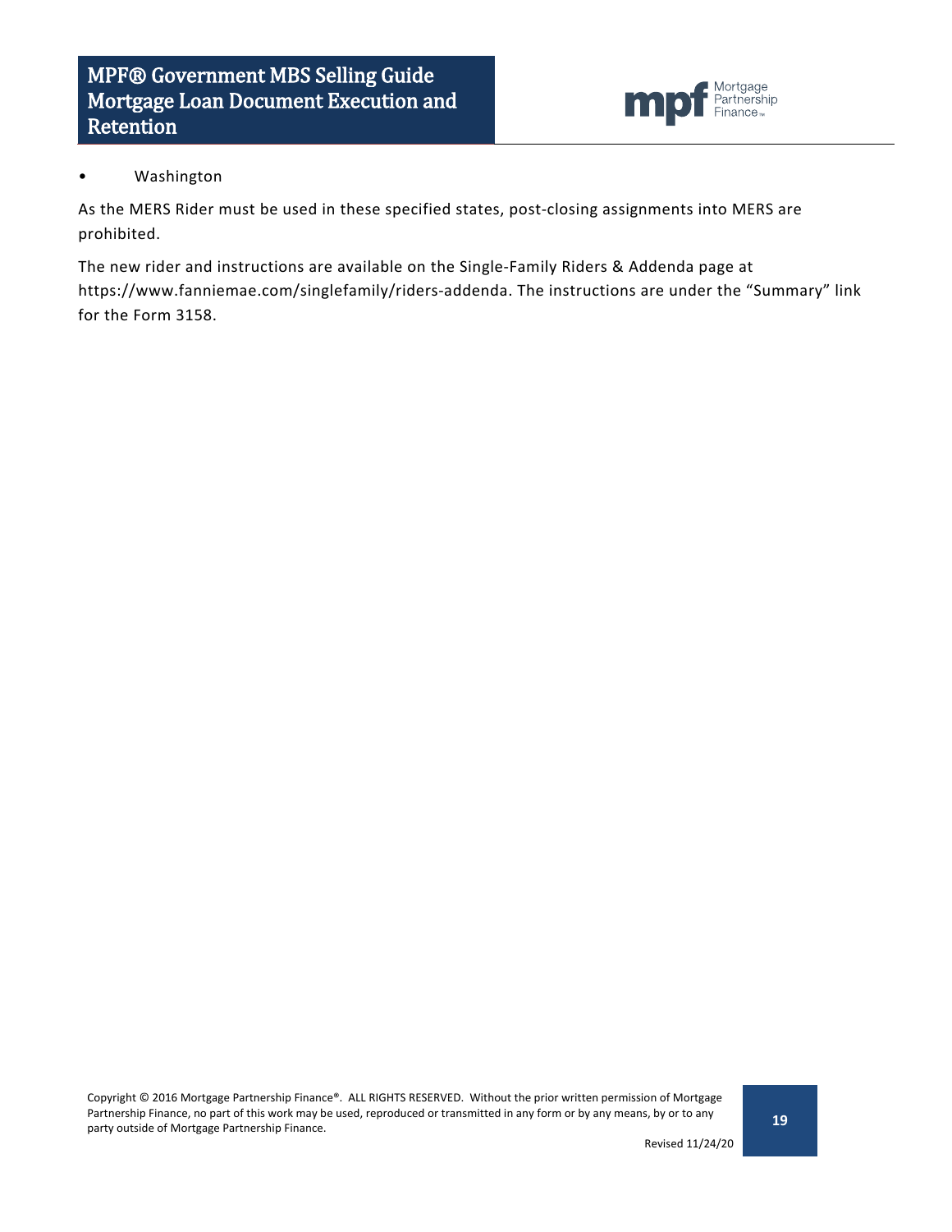- Washington

As the MERS Rider must be used in these specified states, post-closing assignments into MERS are prohibited.

The new rider and instructions are available on the Single-Family Riders & Addenda page at https://www.fanniemae.com/singlefamily/riders-addenda. The instructions are under the “Summary” link for the Form 3158.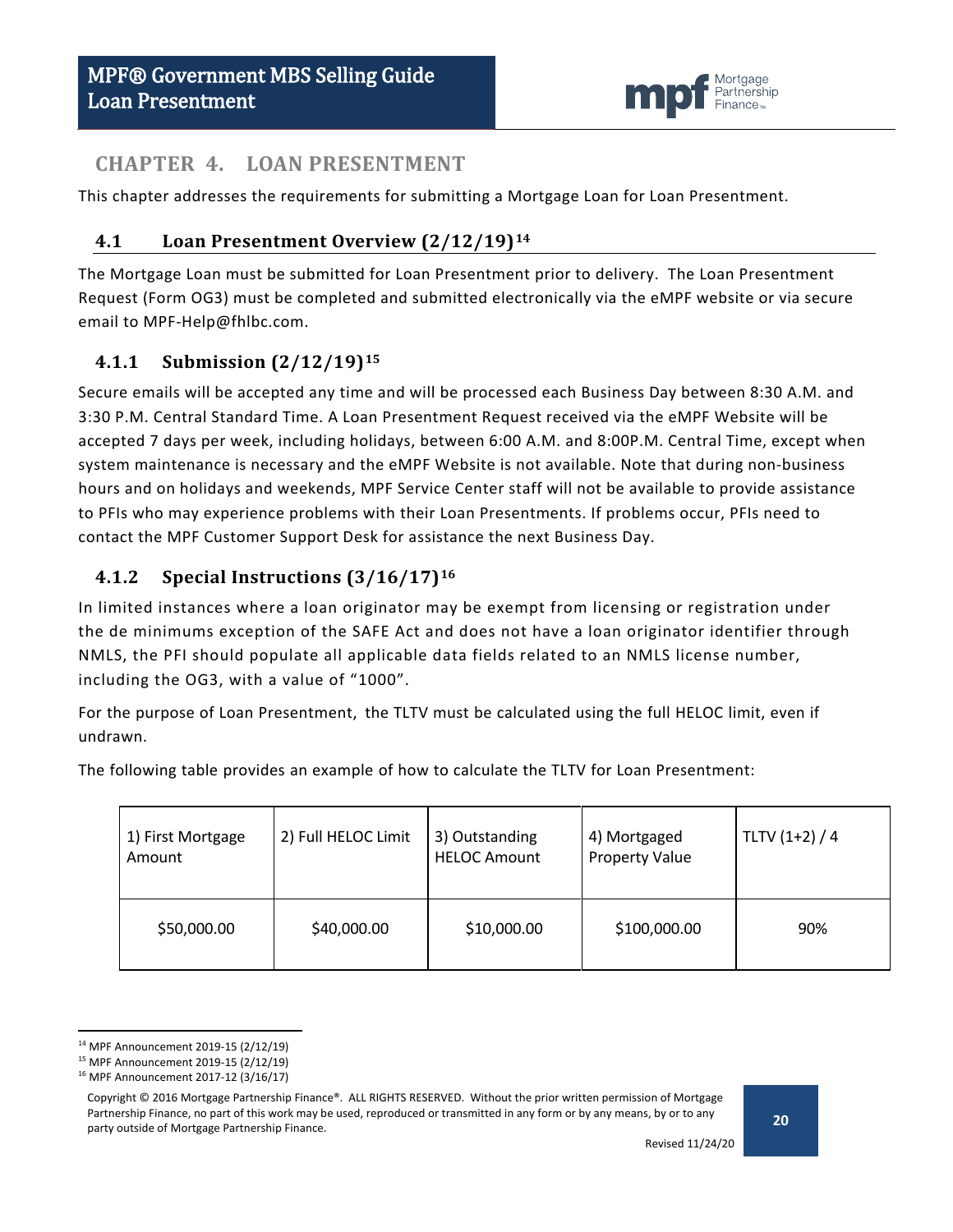# CHAPTER 4. LOAN PRESENTMENT

This chapter addresses the requirements for submitting a Mortgage Loan for Loan Presentment.

## 4.1 Loan Presentment Overview (2/12/19)[14]

The Mortgage Loan must be submitted for Loan Presentment prior to delivery. The Loan Presentment Request (Form OG3) must be completed and submitted electronically via the eMPF website or via secure email to MPF-Help@fhlbc.com.

### 4.1.1 Submission (2/12/19)[15]

Secure emails will be accepted any time and will be processed each Business Day between 8:30 A.M. and 3:30 P.M. Central Standard Time. A Loan Presentment Request received via the eMPF Website will be accepted 7 days per week, including holidays, between 6:00 A.M. and 8:00P.M. Central Time, except when system maintenance is necessary and the eMPF Website is not available. Note that during non-business hours and on holidays and weekends, MPF Service Center staff will not be available to provide assistance to PFIs who may experience problems with their Loan Presentments. If problems occur, PFIs need to contact the MPF Customer Support Desk for assistance the next Business Day.

### 4.1.2 Special Instructions (3/16/17)[16]

In limited instances where a loan originator may be exempt from licensing or registration under the de minimums exception of the SAFE Act and does not have a loan originator identifier through NMLS, the PFI should populate all applicable data fields related to an NMLS license number, including the OG3, with a value of "1000".

For the purpose of Loan Presentment, the TLTV must be calculated using the full HELOC limit, even if undrawn.

The following table provides an example of how to calculate the TLTV for Loan Presentment:

| 1) First Mortgage Amount | 2) Full HELOC Limit | 3) Outstanding HELOC Amount | 4) Mortgaged Property Value | TLTV (1+2) / 4 |
|---|---|---|---|---|
| $50,000.00 | $40,000.00 | $10,000.00 | $100,000.00 | 90% |

[14] MPF Announcement 2019-15 (2/12/19)
[15] MPF Announcement 2019-15 (2/12/19)
[16] MPF Announcement 2017-12 (3/16/17)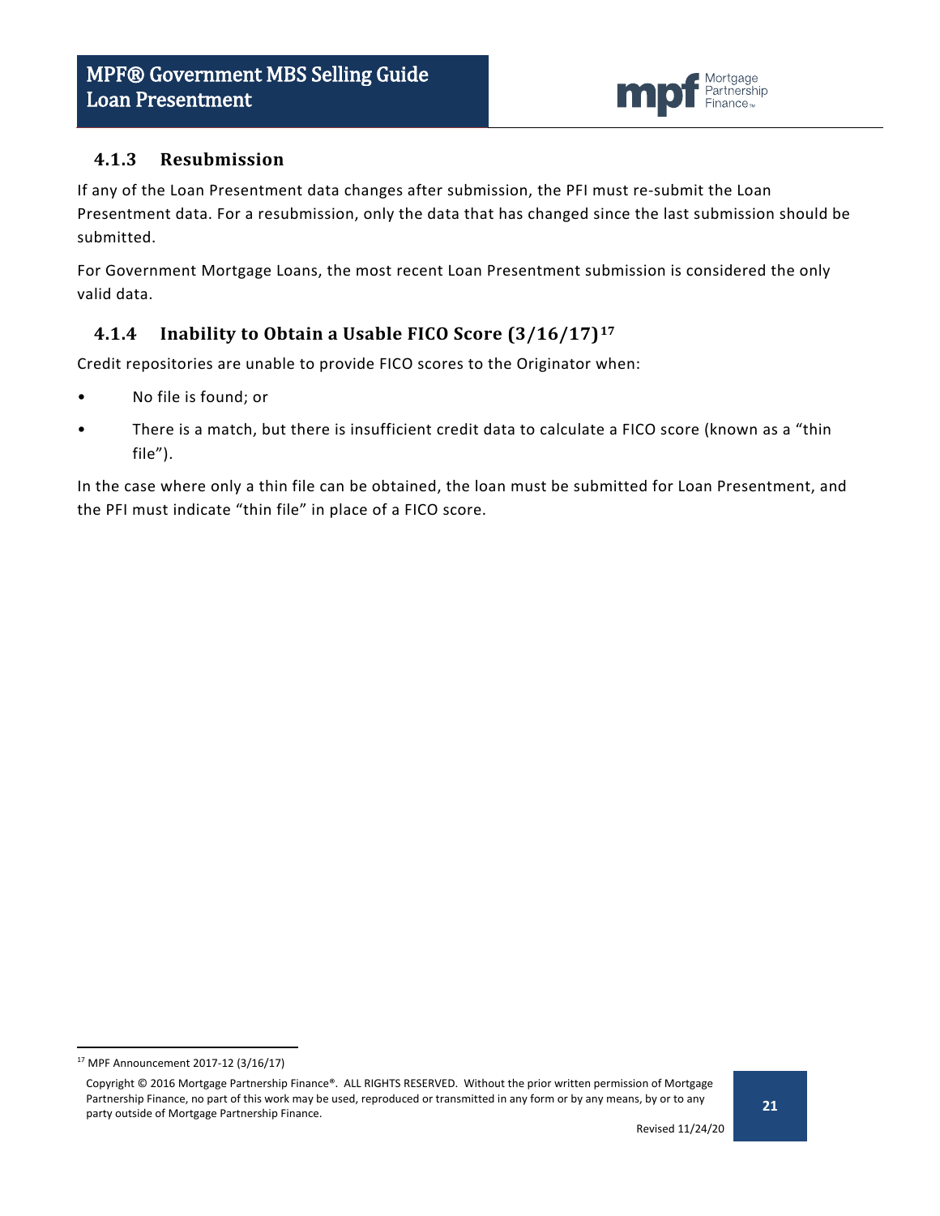### 4.1.3 Resubmission

If any of the Loan Presentment data changes after submission, the PFI must re-submit the Loan Presentment data. For a resubmission, only the data that has changed since the last submission should be submitted.

For Government Mortgage Loans, the most recent Loan Presentment submission is considered the only valid data.

### 4.1.4 Inability to Obtain a Usable FICO Score (3/16/17)[17]

Credit repositories are unable to provide FICO scores to the Originator when:

- No file is found; or
- There is a match, but there is insufficient credit data to calculate a FICO score (known as a "thin file").

In the case where only a thin file can be obtained, the loan must be submitted for Loan Presentment, and the PFI must indicate "thin file" in place of a FICO score.

[17] MPF Announcement 2017-12 (3/16/17)

Copyright © 2016 Mortgage Partnership Finance®. ALL RIGHTS RESERVED. Without the prior written permission of Mortgage Partnership Finance, no part of this work may be used, reproduced or transmitted in any form or by any means, by or to any party outside of Mortgage Partnership Finance.

Revised 11/24/20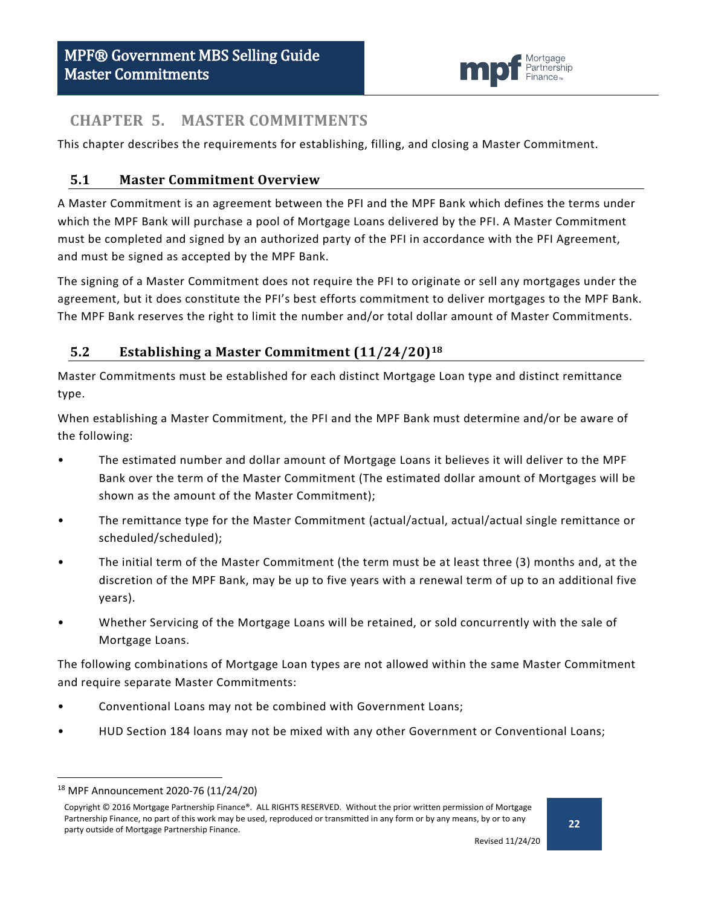# CHAPTER 5. MASTER COMMITMENTS

This chapter describes the requirements for establishing, filling, and closing a Master Commitment.

## 5.1 Master Commitment Overview

A Master Commitment is an agreement between the PFI and the MPF Bank which defines the terms under which the MPF Bank will purchase a pool of Mortgage Loans delivered by the PFI. A Master Commitment must be completed and signed by an authorized party of the PFI in accordance with the PFI Agreement, and must be signed as accepted by the MPF Bank.

The signing of a Master Commitment does not require the PFI to originate or sell any mortgages under the agreement, but it does constitute the PFI's best efforts commitment to deliver mortgages to the MPF Bank. The MPF Bank reserves the right to limit the number and/or total dollar amount of Master Commitments.

## 5.2 Establishing a Master Commitment (11/24/20)[18]

Master Commitments must be established for each distinct Mortgage Loan type and distinct remittance type.

When establishing a Master Commitment, the PFI and the MPF Bank must determine and/or be aware of the following:

- The estimated number and dollar amount of Mortgage Loans it believes it will deliver to the MPF Bank over the term of the Master Commitment (The estimated dollar amount of Mortgages will be shown as the amount of the Master Commitment);
- The remittance type for the Master Commitment (actual/actual, actual/actual single remittance or scheduled/scheduled);
- The initial term of the Master Commitment (the term must be at least three (3) months and, at the discretion of the MPF Bank, may be up to five years with a renewal term of up to an additional five years).
- Whether Servicing of the Mortgage Loans will be retained, or sold concurrently with the sale of Mortgage Loans.

The following combinations of Mortgage Loan types are not allowed within the same Master Commitment and require separate Master Commitments:

- Conventional Loans may not be combined with Government Loans;
- HUD Section 184 loans may not be mixed with any other Government or Conventional Loans;

[18] MPF Announcement 2020-76 (11/24/20)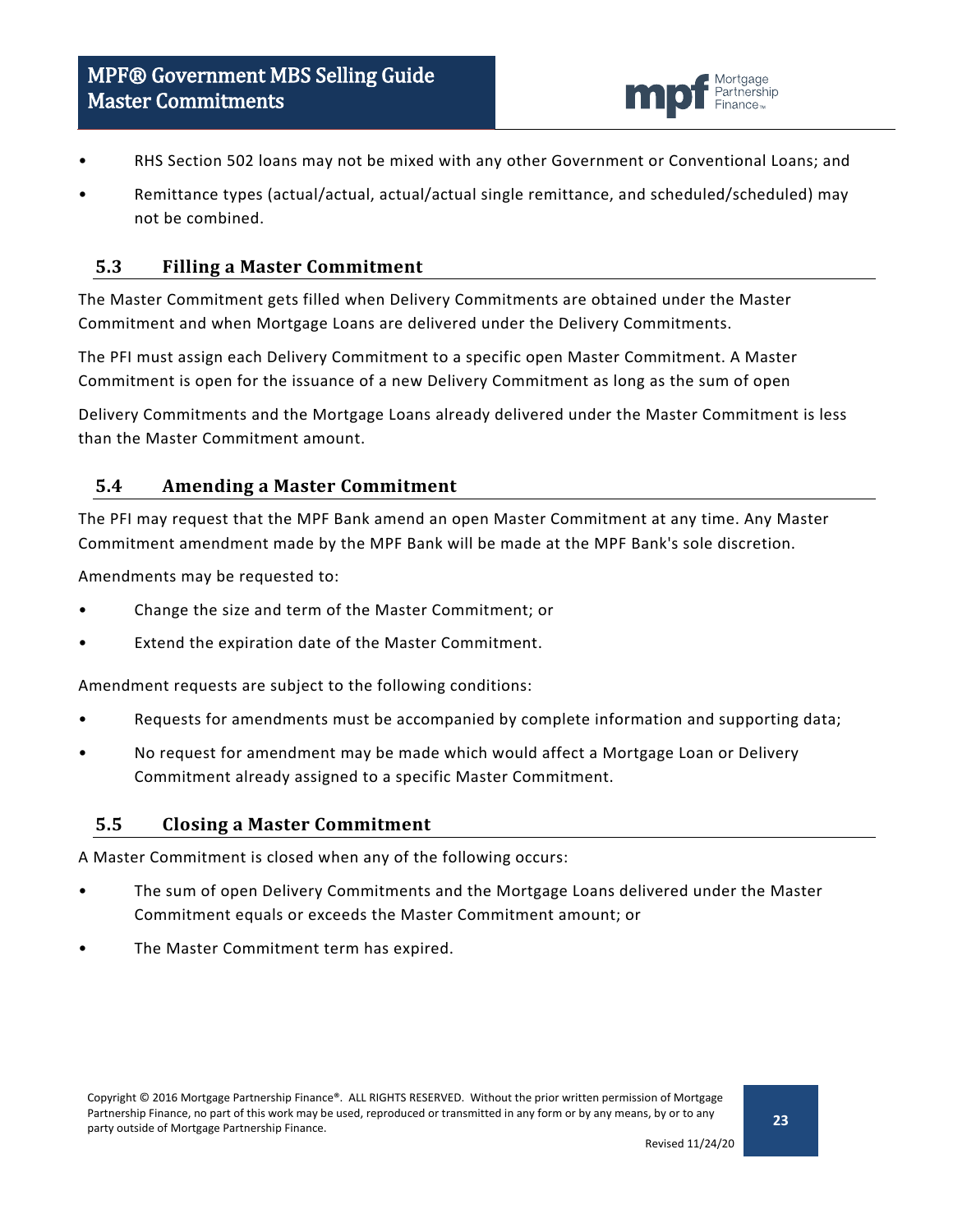- RHS Section 502 loans may not be mixed with any other Government or Conventional Loans; and
- Remittance types (actual/actual, actual/actual single remittance, and scheduled/scheduled) may not be combined.

## 5.3 Filling a Master Commitment

The Master Commitment gets filled when Delivery Commitments are obtained under the Master Commitment and when Mortgage Loans are delivered under the Delivery Commitments.

The PFI must assign each Delivery Commitment to a specific open Master Commitment. A Master Commitment is open for the issuance of a new Delivery Commitment as long as the sum of open Delivery Commitments and the Mortgage Loans already delivered under the Master Commitment is less than the Master Commitment amount.

## 5.4 Amending a Master Commitment

The PFI may request that the MPF Bank amend an open Master Commitment at any time. Any Master Commitment amendment made by the MPF Bank will be made at the MPF Bank's sole discretion.

Amendments may be requested to:

- Change the size and term of the Master Commitment; or
- Extend the expiration date of the Master Commitment.

Amendment requests are subject to the following conditions:

- Requests for amendments must be accompanied by complete information and supporting data;
- No request for amendment may be made which would affect a Mortgage Loan or Delivery Commitment already assigned to a specific Master Commitment.

## 5.5 Closing a Master Commitment

A Master Commitment is closed when any of the following occurs:

- The sum of open Delivery Commitments and the Mortgage Loans delivered under the Master Commitment equals or exceeds the Master Commitment amount; or
- The Master Commitment term has expired.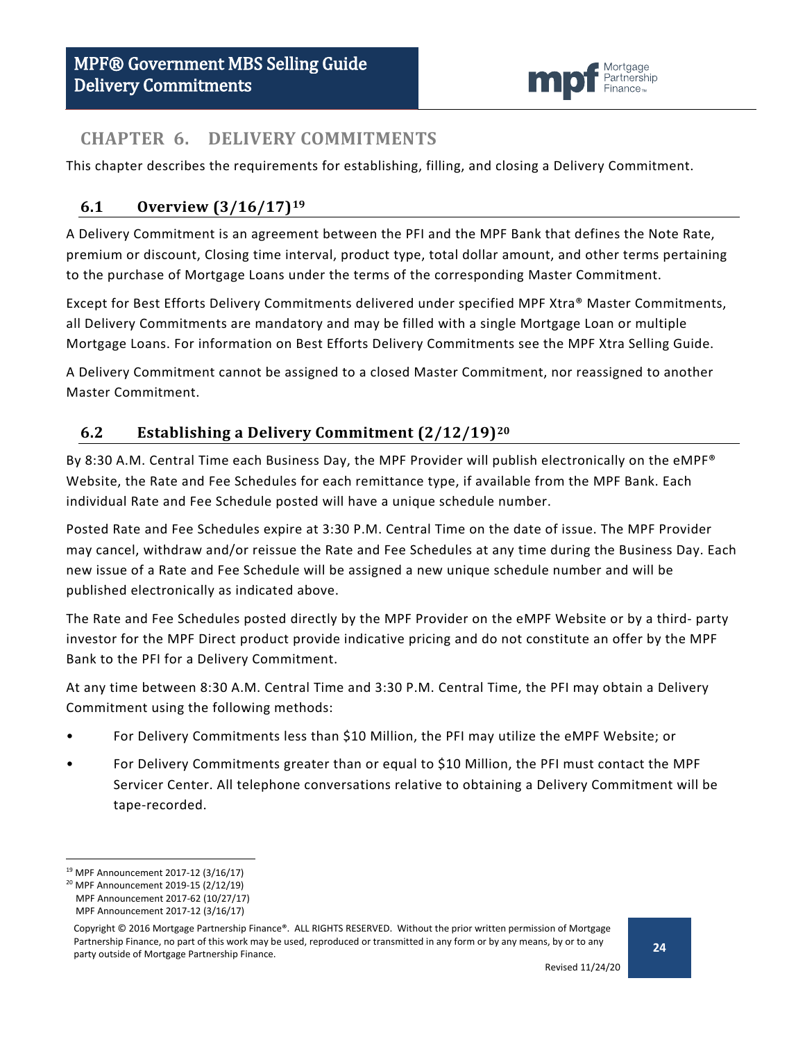# CHAPTER 6. DELIVERY COMMITMENTS

This chapter describes the requirements for establishing, filling, and closing a Delivery Commitment.

## 6.1 Overview (3/16/17)[19]

A Delivery Commitment is an agreement between the PFI and the MPF Bank that defines the Note Rate, premium or discount, Closing time interval, product type, total dollar amount, and other terms pertaining to the purchase of Mortgage Loans under the terms of the corresponding Master Commitment.

Except for Best Efforts Delivery Commitments delivered under specified MPF Xtra® Master Commitments, all Delivery Commitments are mandatory and may be filled with a single Mortgage Loan or multiple Mortgage Loans. For information on Best Efforts Delivery Commitments see the MPF Xtra Selling Guide.

A Delivery Commitment cannot be assigned to a closed Master Commitment, nor reassigned to another Master Commitment.

## 6.2 Establishing a Delivery Commitment (2/12/19)[20]

By 8:30 A.M. Central Time each Business Day, the MPF Provider will publish electronically on the eMPF® Website, the Rate and Fee Schedules for each remittance type, if available from the MPF Bank. Each individual Rate and Fee Schedule posted will have a unique schedule number.

Posted Rate and Fee Schedules expire at 3:30 P.M. Central Time on the date of issue. The MPF Provider may cancel, withdraw and/or reissue the Rate and Fee Schedules at any time during the Business Day. Each new issue of a Rate and Fee Schedule will be assigned a new unique schedule number and will be published electronically as indicated above.

The Rate and Fee Schedules posted directly by the MPF Provider on the eMPF Website or by a third- party investor for the MPF Direct product provide indicative pricing and do not constitute an offer by the MPF Bank to the PFI for a Delivery Commitment.

At any time between 8:30 A.M. Central Time and 3:30 P.M. Central Time, the PFI may obtain a Delivery Commitment using the following methods:

- For Delivery Commitments less than $10 Million, the PFI may utilize the eMPF Website; or
- For Delivery Commitments greater than or equal to $10 Million, the PFI must contact the MPF Servicer Center. All telephone conversations relative to obtaining a Delivery Commitment will be tape-recorded.

---

[19] MPF Announcement 2017-12 (3/16/17)

[20] MPF Announcement 2019-15 (2/12/19)
MPF Announcement 2017-62 (10/27/17)
MPF Announcement 2017-12 (3/16/17)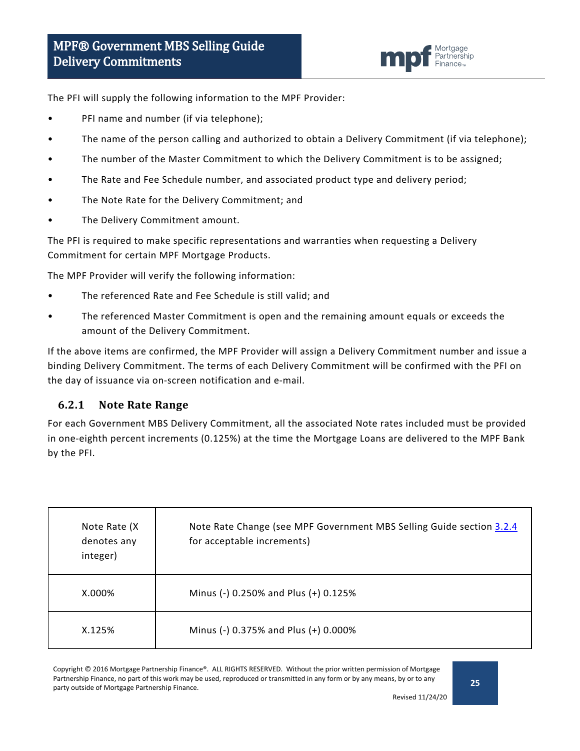The PFI will supply the following information to the MPF Provider:

- PFI name and number (if via telephone);
- The name of the person calling and authorized to obtain a Delivery Commitment (if via telephone);
- The number of the Master Commitment to which the Delivery Commitment is to be assigned;
- The Rate and Fee Schedule number, and associated product type and delivery period;
- The Note Rate for the Delivery Commitment; and
- The Delivery Commitment amount.

The PFI is required to make specific representations and warranties when requesting a Delivery Commitment for certain MPF Mortgage Products.

The MPF Provider will verify the following information:

- The referenced Rate and Fee Schedule is still valid; and
- The referenced Master Commitment is open and the remaining amount equals or exceeds the amount of the Delivery Commitment.

If the above items are confirmed, the MPF Provider will assign a Delivery Commitment number and issue a binding Delivery Commitment. The terms of each Delivery Commitment will be confirmed with the PFI on the day of issuance via on-screen notification and e-mail.

### 6.2.1 Note Rate Range

For each Government MBS Delivery Commitment, all the associated Note rates included must be provided in one-eighth percent increments (0.125%) at the time the Mortgage Loans are delivered to the MPF Bank by the PFI.

| Note Rate (X denotes any integer) | Note Rate Change (see MPF Government MBS Selling Guide section 3.2.4 for acceptable increments) |
|---|---|
| X.000% | Minus (-) 0.250% and Plus (+) 0.125% |
| X.125% | Minus (-) 0.375% and Plus (+) 0.000% |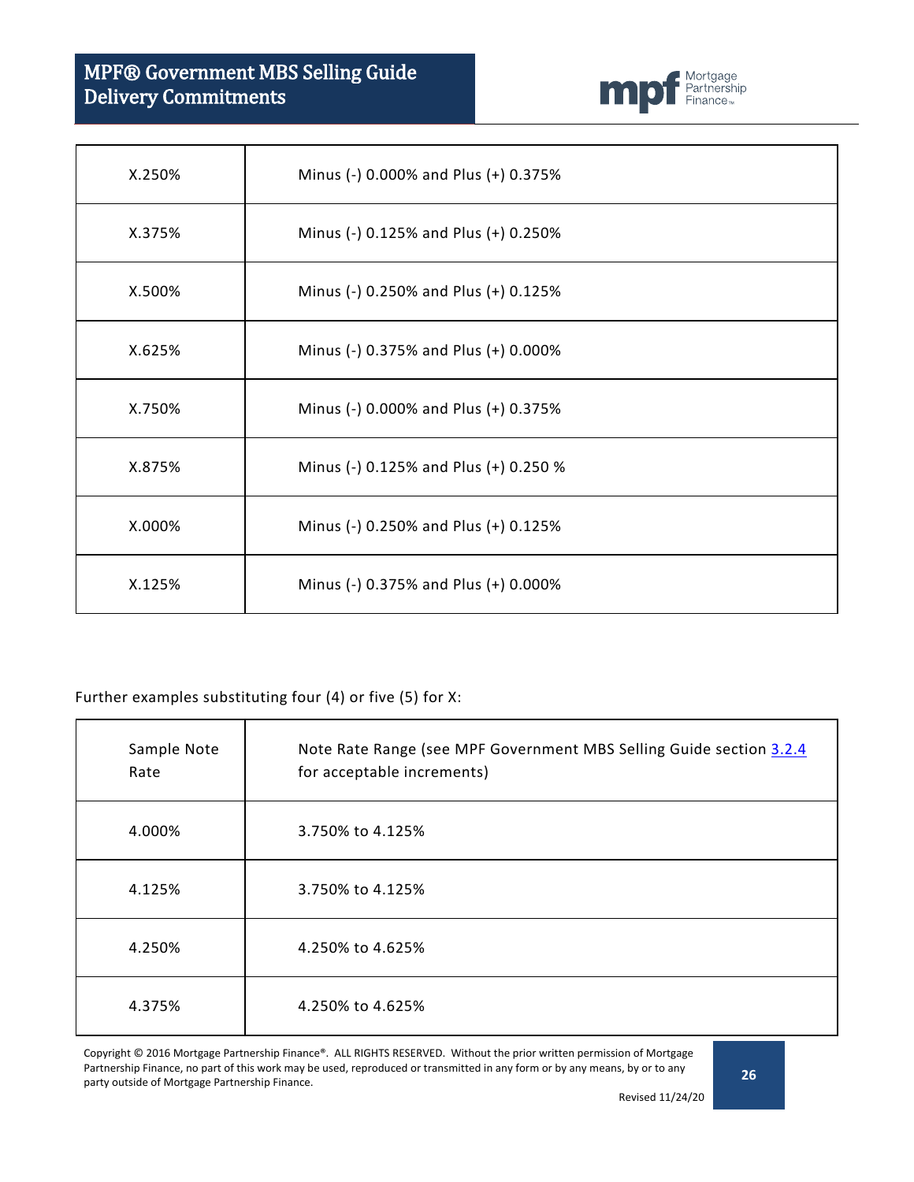| | |
|---|---|
| X.250% | Minus (-) 0.000% and Plus (+) 0.375% |
| X.375% | Minus (-) 0.125% and Plus (+) 0.250% |
| X.500% | Minus (-) 0.250% and Plus (+) 0.125% |
| X.625% | Minus (-) 0.375% and Plus (+) 0.000% |
| X.750% | Minus (-) 0.000% and Plus (+) 0.375% |
| X.875% | Minus (-) 0.125% and Plus (+) 0.250 % |
| X.000% | Minus (-) 0.250% and Plus (+) 0.125% |
| X.125% | Minus (-) 0.375% and Plus (+) 0.000% |

Further examples substituting four (4) or five (5) for X:

| Sample Note Rate | Note Rate Range (see MPF Government MBS Selling Guide section 3.2.4 for acceptable increments) |
|---|---|
| 4.000% | 3.750% to 4.125% |
| 4.125% | 3.750% to 4.125% |
| 4.250% | 4.250% to 4.625% |
| 4.375% | 4.250% to 4.625% |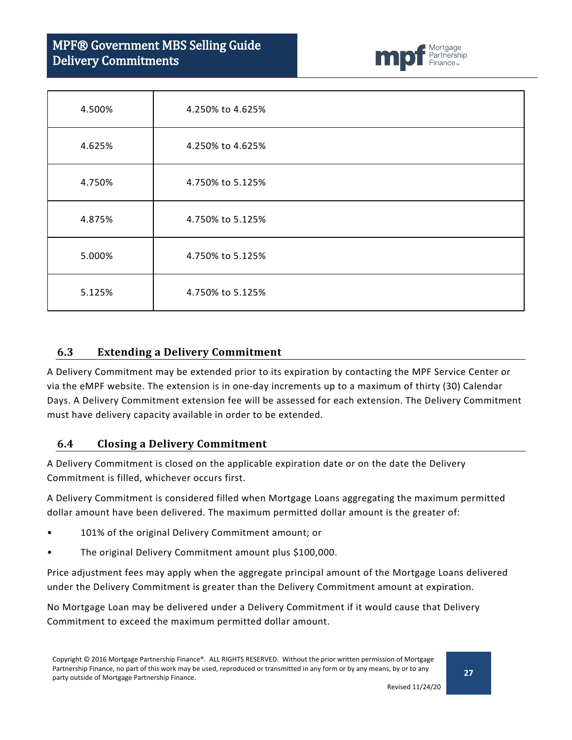| | |
|---|---|
| 4.500% | 4.250% to 4.625% |
| 4.625% | 4.250% to 4.625% |
| 4.750% | 4.750% to 5.125% |
| 4.875% | 4.750% to 5.125% |
| 5.000% | 4.750% to 5.125% |
| 5.125% | 4.750% to 5.125% |

## 6.3 Extending a Delivery Commitment

A Delivery Commitment may be extended prior to its expiration by contacting the MPF Service Center or via the eMPF website. The extension is in one-day increments up to a maximum of thirty (30) Calendar Days. A Delivery Commitment extension fee will be assessed for each extension. The Delivery Commitment must have delivery capacity available in order to be extended.

## 6.4 Closing a Delivery Commitment

A Delivery Commitment is closed on the applicable expiration date or on the date the Delivery Commitment is filled, whichever occurs first.

A Delivery Commitment is considered filled when Mortgage Loans aggregating the maximum permitted dollar amount have been delivered. The maximum permitted dollar amount is the greater of:

- 101% of the original Delivery Commitment amount; or
- The original Delivery Commitment amount plus $100,000.

Price adjustment fees may apply when the aggregate principal amount of the Mortgage Loans delivered under the Delivery Commitment is greater than the Delivery Commitment amount at expiration.

No Mortgage Loan may be delivered under a Delivery Commitment if it would cause that Delivery Commitment to exceed the maximum permitted dollar amount.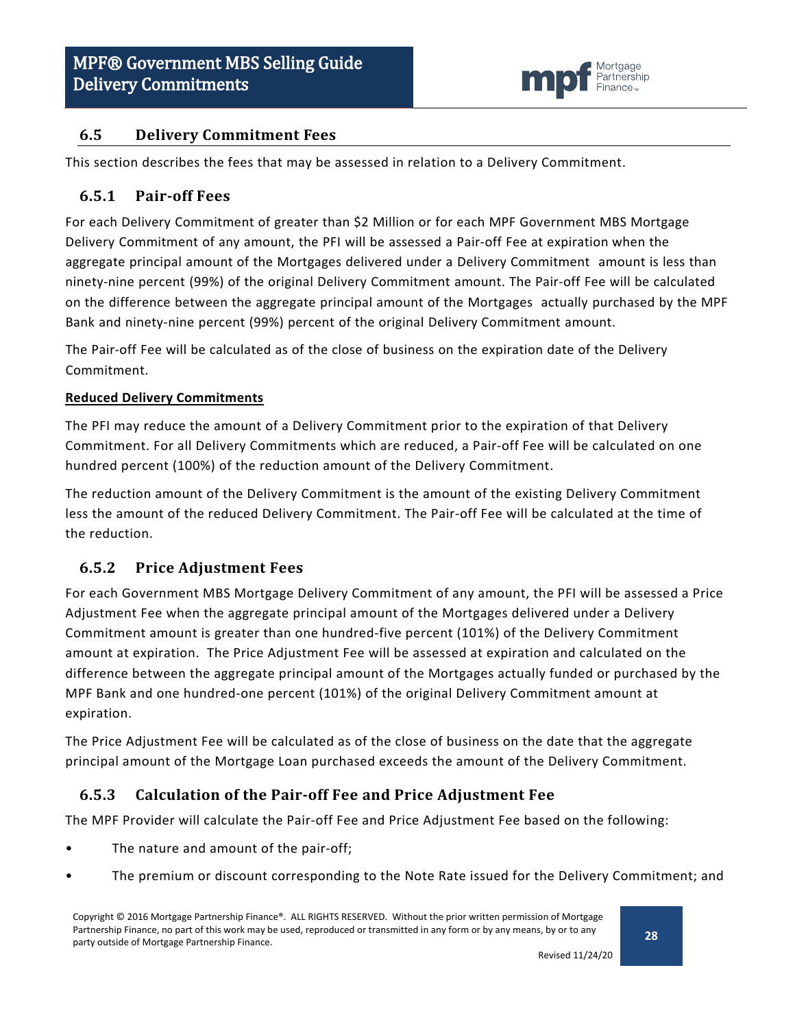## 6.5 Delivery Commitment Fees

This section describes the fees that may be assessed in relation to a Delivery Commitment.

### 6.5.1 Pair-off Fees

For each Delivery Commitment of greater than $2 Million or for each MPF Government MBS Mortgage Delivery Commitment of any amount, the PFI will be assessed a Pair-off Fee at expiration when the aggregate principal amount of the Mortgages delivered under a Delivery Commitment amount is less than ninety-nine percent (99%) of the original Delivery Commitment amount. The Pair-off Fee will be calculated on the difference between the aggregate principal amount of the Mortgages actually purchased by the MPF Bank and ninety-nine percent (99%) percent of the original Delivery Commitment amount.

The Pair-off Fee will be calculated as of the close of business on the expiration date of the Delivery Commitment.

**Reduced Delivery Commitments**

The PFI may reduce the amount of a Delivery Commitment prior to the expiration of that Delivery Commitment. For all Delivery Commitments which are reduced, a Pair-off Fee will be calculated on one hundred percent (100%) of the reduction amount of the Delivery Commitment.

The reduction amount of the Delivery Commitment is the amount of the existing Delivery Commitment less the amount of the reduced Delivery Commitment. The Pair-off Fee will be calculated at the time of the reduction.

### 6.5.2 Price Adjustment Fees

For each Government MBS Mortgage Delivery Commitment of any amount, the PFI will be assessed a Price Adjustment Fee when the aggregate principal amount of the Mortgages delivered under a Delivery Commitment amount is greater than one hundred-five percent (101%) of the Delivery Commitment amount at expiration. The Price Adjustment Fee will be assessed at expiration and calculated on the difference between the aggregate principal amount of the Mortgages actually funded or purchased by the MPF Bank and one hundred-one percent (101%) of the original Delivery Commitment amount at expiration.

The Price Adjustment Fee will be calculated as of the close of business on the date that the aggregate principal amount of the Mortgage Loan purchased exceeds the amount of the Delivery Commitment.

### 6.5.3 Calculation of the Pair-off Fee and Price Adjustment Fee

The MPF Provider will calculate the Pair-off Fee and Price Adjustment Fee based on the following:

- The nature and amount of the pair-off;
- The premium or discount corresponding to the Note Rate issued for the Delivery Commitment; and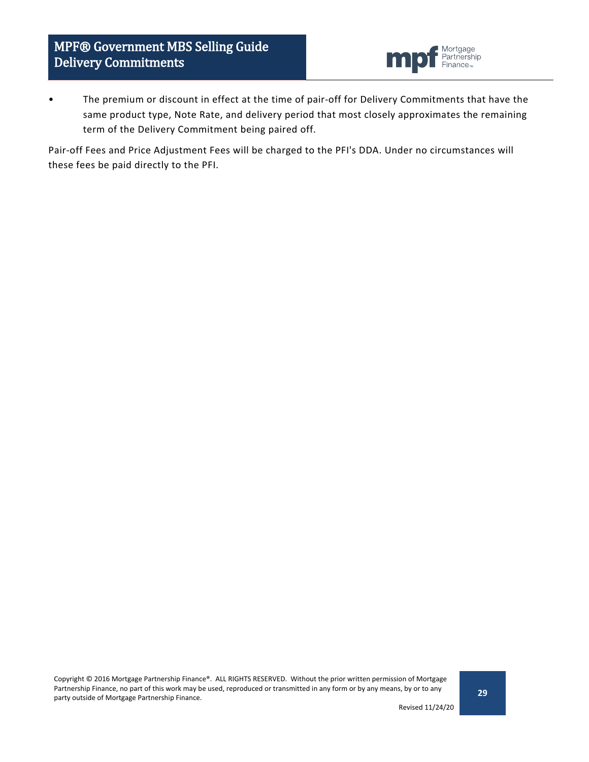- The premium or discount in effect at the time of pair-off for Delivery Commitments that have the same product type, Note Rate, and delivery period that most closely approximates the remaining term of the Delivery Commitment being paired off.

Pair-off Fees and Price Adjustment Fees will be charged to the PFI's DDA. Under no circumstances will these fees be paid directly to the PFI.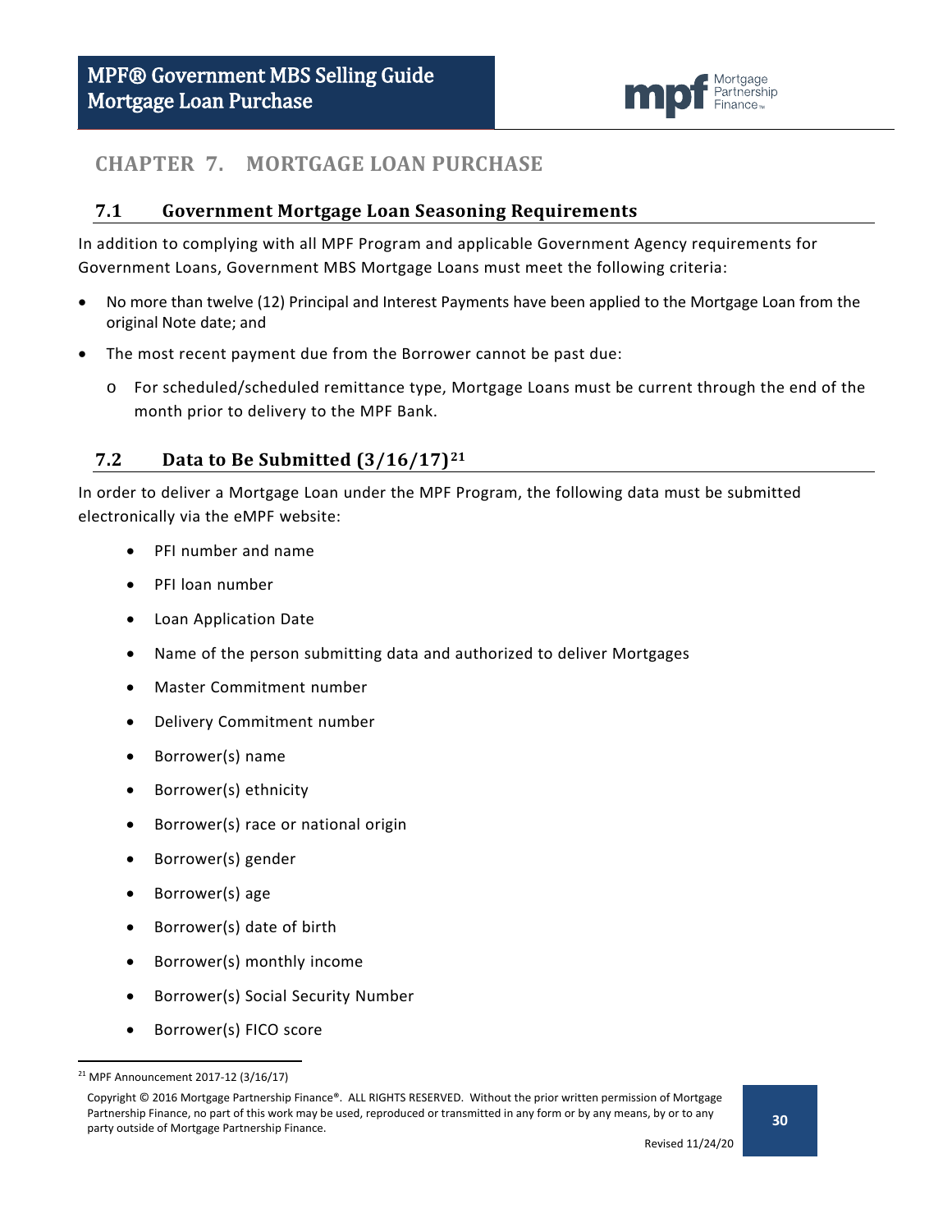# CHAPTER 7. MORTGAGE LOAN PURCHASE

## 7.1 Government Mortgage Loan Seasoning Requirements

In addition to complying with all MPF Program and applicable Government Agency requirements for Government Loans, Government MBS Mortgage Loans must meet the following criteria:

- No more than twelve (12) Principal and Interest Payments have been applied to the Mortgage Loan from the original Note date; and
- The most recent payment due from the Borrower cannot be past due:
  - For scheduled/scheduled remittance type, Mortgage Loans must be current through the end of the month prior to delivery to the MPF Bank.

## 7.2 Data to Be Submitted (3/16/17)[21]

In order to deliver a Mortgage Loan under the MPF Program, the following data must be submitted electronically via the eMPF website:

- PFI number and name
- PFI loan number
- Loan Application Date
- Name of the person submitting data and authorized to deliver Mortgages
- Master Commitment number
- Delivery Commitment number
- Borrower(s) name
- Borrower(s) ethnicity
- Borrower(s) race or national origin
- Borrower(s) gender
- Borrower(s) age
- Borrower(s) date of birth
- Borrower(s) monthly income
- Borrower(s) Social Security Number
- Borrower(s) FICO score

[21] MPF Announcement 2017-12 (3/16/17)

Copyright © 2016 Mortgage Partnership Finance®. ALL RIGHTS RESERVED. Without the prior written permission of Mortgage Partnership Finance, no part of this work may be used, reproduced or transmitted in any form or by any means, by or to any party outside of Mortgage Partnership Finance.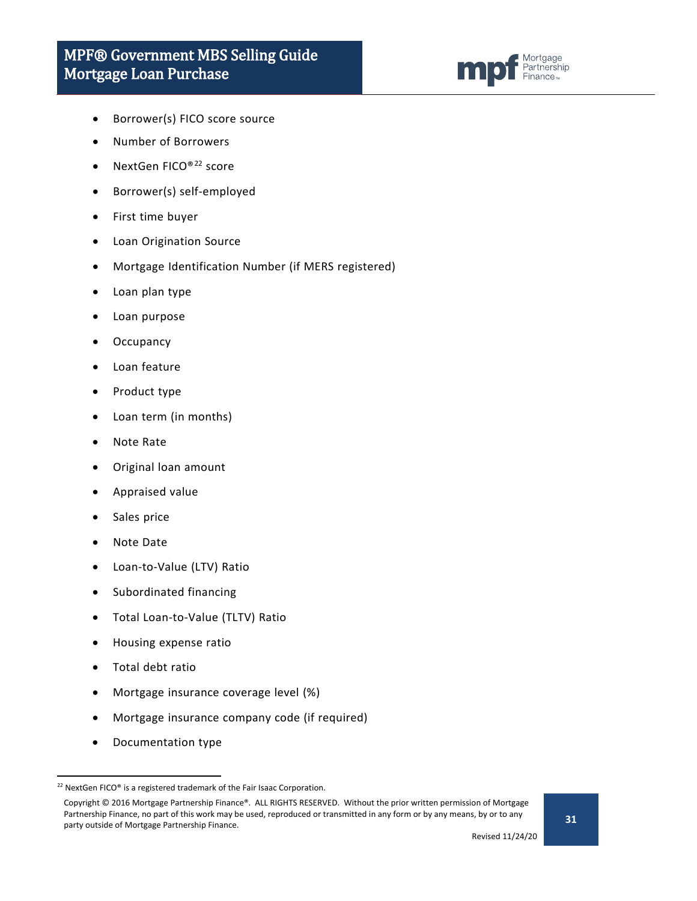- Borrower(s) FICO score source
- Number of Borrowers
- NextGen FICO®[22] score
- Borrower(s) self-employed
- First time buyer
- Loan Origination Source
- Mortgage Identification Number (if MERS registered)
- Loan plan type
- Loan purpose
- Occupancy
- Loan feature
- Product type
- Loan term (in months)
- Note Rate
- Original loan amount
- Appraised value
- Sales price
- Note Date
- Loan-to-Value (LTV) Ratio
- Subordinated financing
- Total Loan-to-Value (TLTV) Ratio
- Housing expense ratio
- Total debt ratio
- Mortgage insurance coverage level (%)
- Mortgage insurance company code (if required)
- Documentation type

[22] NextGen FICO® is a registered trademark of the Fair Isaac Corporation.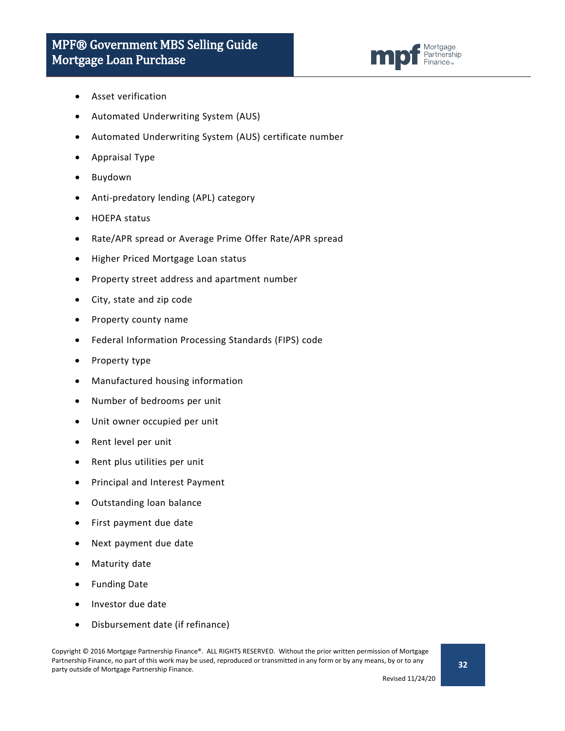- Asset verification
- Automated Underwriting System (AUS)
- Automated Underwriting System (AUS) certificate number
- Appraisal Type
- Buydown
- Anti-predatory lending (APL) category
- HOEPA status
- Rate/APR spread or Average Prime Offer Rate/APR spread
- Higher Priced Mortgage Loan status
- Property street address and apartment number
- City, state and zip code
- Property county name
- Federal Information Processing Standards (FIPS) code
- Property type
- Manufactured housing information
- Number of bedrooms per unit
- Unit owner occupied per unit
- Rent level per unit
- Rent plus utilities per unit
- Principal and Interest Payment
- Outstanding loan balance
- First payment due date
- Next payment due date
- Maturity date
- Funding Date
- Investor due date
- Disbursement date (if refinance)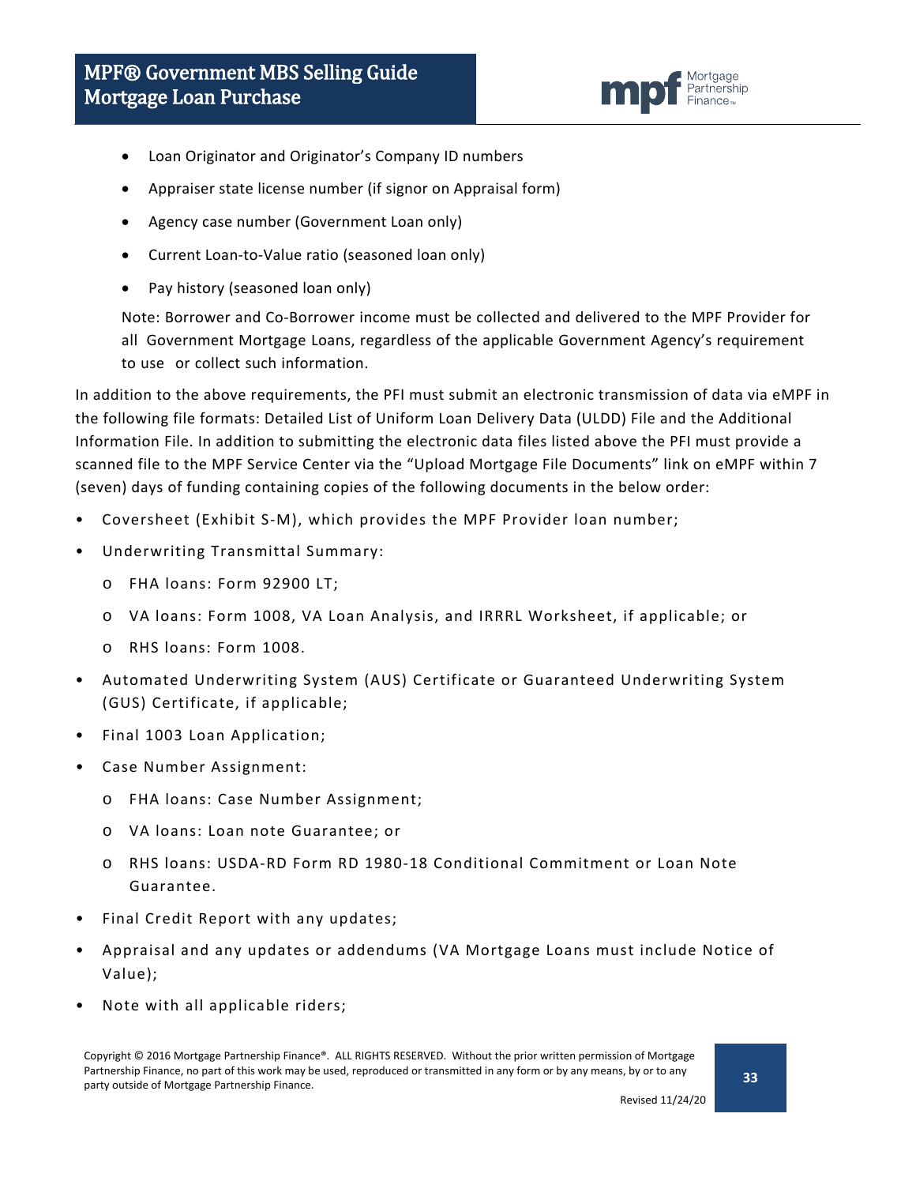- Loan Originator and Originator's Company ID numbers
- Appraiser state license number (if signor on Appraisal form)
- Agency case number (Government Loan only)
- Current Loan-to-Value ratio (seasoned loan only)
- Pay history (seasoned loan only)

  Note: Borrower and Co-Borrower income must be collected and delivered to the MPF Provider for all Government Mortgage Loans, regardless of the applicable Government Agency's requirement to use or collect such information.

In addition to the above requirements, the PFI must submit an electronic transmission of data via eMPF in the following file formats: Detailed List of Uniform Loan Delivery Data (ULDD) File and the Additional Information File. In addition to submitting the electronic data files listed above the PFI must provide a scanned file to the MPF Service Center via the "Upload Mortgage File Documents" link on eMPF within 7 (seven) days of funding containing copies of the following documents in the below order:

- Coversheet (Exhibit S-M), which provides the MPF Provider loan number;
- Underwriting Transmittal Summary:
  - FHA loans: Form 92900 LT;
  - VA loans: Form 1008, VA Loan Analysis, and IRRRL Worksheet, if applicable; or
  - RHS loans: Form 1008.
- Automated Underwriting System (AUS) Certificate or Guaranteed Underwriting System (GUS) Certificate, if applicable;
- Final 1003 Loan Application;
- Case Number Assignment:
  - FHA loans: Case Number Assignment;
  - VA loans: Loan note Guarantee; or
  - RHS loans: USDA-RD Form RD 1980-18 Conditional Commitment or Loan Note Guarantee.
- Final Credit Report with any updates;
- Appraisal and any updates or addendums (VA Mortgage Loans must include Notice of Value);
- Note with all applicable riders;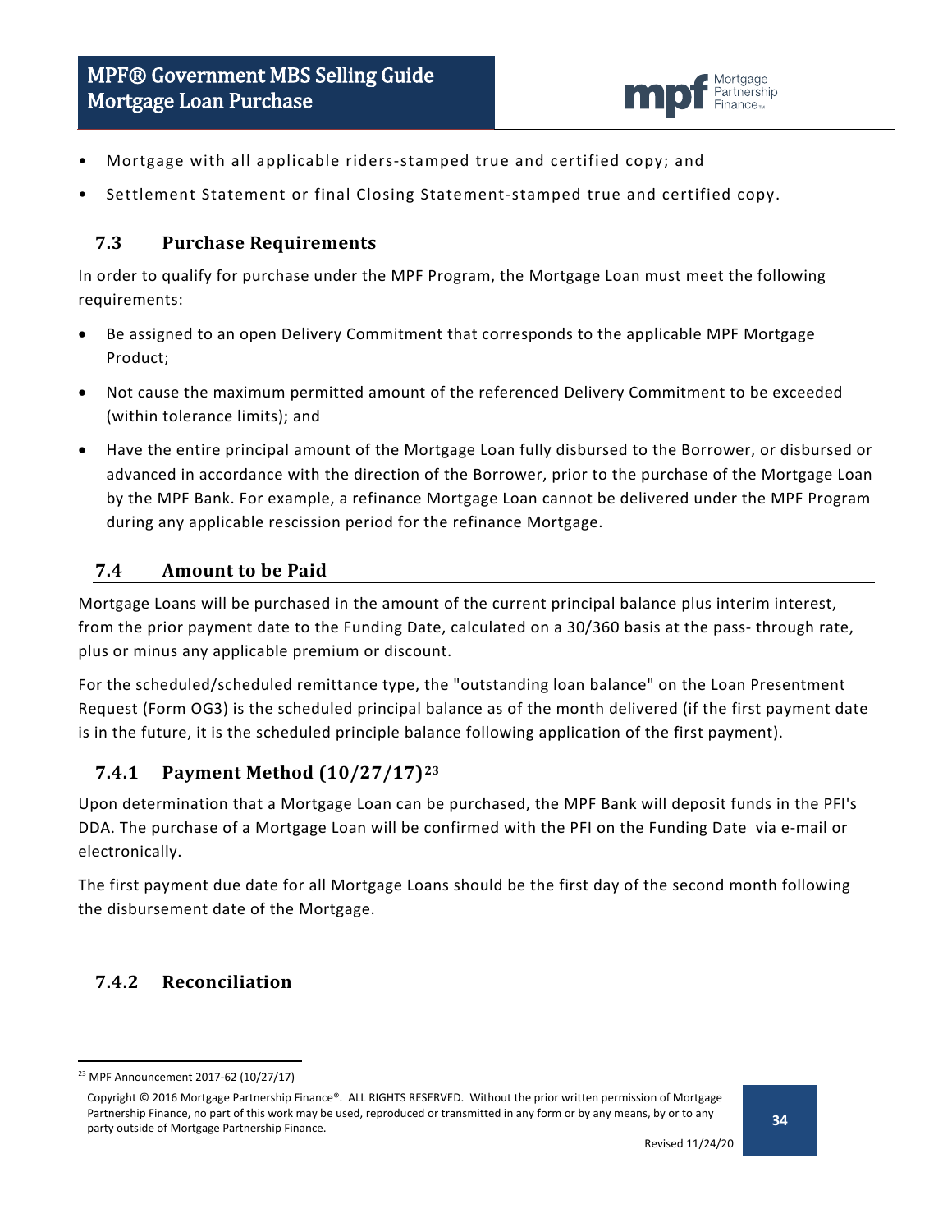- Mortgage with all applicable riders-stamped true and certified copy; and
- Settlement Statement or final Closing Statement-stamped true and certified copy.

## 7.3 Purchase Requirements

In order to qualify for purchase under the MPF Program, the Mortgage Loan must meet the following requirements:

- Be assigned to an open Delivery Commitment that corresponds to the applicable MPF Mortgage Product;
- Not cause the maximum permitted amount of the referenced Delivery Commitment to be exceeded (within tolerance limits); and
- Have the entire principal amount of the Mortgage Loan fully disbursed to the Borrower, or disbursed or advanced in accordance with the direction of the Borrower, prior to the purchase of the Mortgage Loan by the MPF Bank. For example, a refinance Mortgage Loan cannot be delivered under the MPF Program during any applicable rescission period for the refinance Mortgage.

## 7.4 Amount to be Paid

Mortgage Loans will be purchased in the amount of the current principal balance plus interim interest, from the prior payment date to the Funding Date, calculated on a 30/360 basis at the pass- through rate, plus or minus any applicable premium or discount.

For the scheduled/scheduled remittance type, the "outstanding loan balance" on the Loan Presentment Request (Form OG3) is the scheduled principal balance as of the month delivered (if the first payment date is in the future, it is the scheduled principle balance following application of the first payment).

### 7.4.1 Payment Method (10/27/17)[23]

Upon determination that a Mortgage Loan can be purchased, the MPF Bank will deposit funds in the PFI's DDA. The purchase of a Mortgage Loan will be confirmed with the PFI on the Funding Date via e-mail or electronically.

The first payment due date for all Mortgage Loans should be the first day of the second month following the disbursement date of the Mortgage.

### 7.4.2 Reconciliation

[23] MPF Announcement 2017-62 (10/27/17)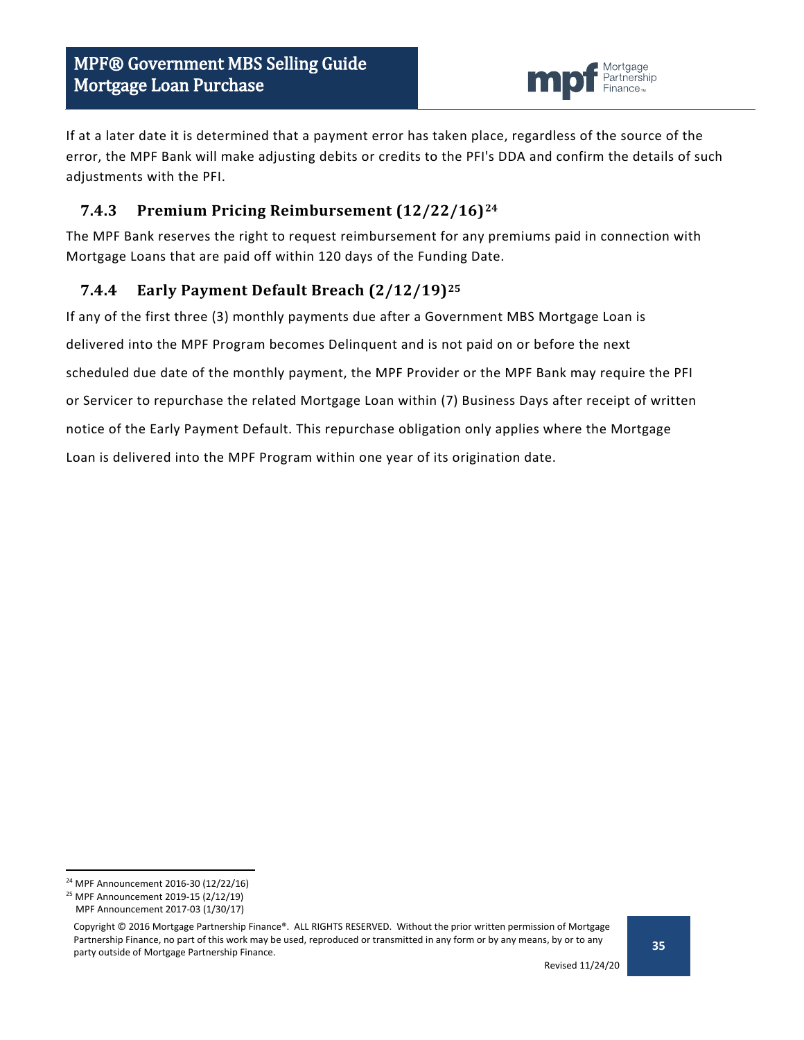If at a later date it is determined that a payment error has taken place, regardless of the source of the error, the MPF Bank will make adjusting debits or credits to the PFI's DDA and confirm the details of such adjustments with the PFI.

### 7.4.3 Premium Pricing Reimbursement (12/22/16)[24]

The MPF Bank reserves the right to request reimbursement for any premiums paid in connection with Mortgage Loans that are paid off within 120 days of the Funding Date.

### 7.4.4 Early Payment Default Breach (2/12/19)[25]

If any of the first three (3) monthly payments due after a Government MBS Mortgage Loan is delivered into the MPF Program becomes Delinquent and is not paid on or before the next scheduled due date of the monthly payment, the MPF Provider or the MPF Bank may require the PFI or Servicer to repurchase the related Mortgage Loan within (7) Business Days after receipt of written notice of the Early Payment Default. This repurchase obligation only applies where the Mortgage Loan is delivered into the MPF Program within one year of its origination date.

---

[24] MPF Announcement 2016-30 (12/22/16)

[25] MPF Announcement 2019-15 (2/12/19)
MPF Announcement 2017-03 (1/30/17)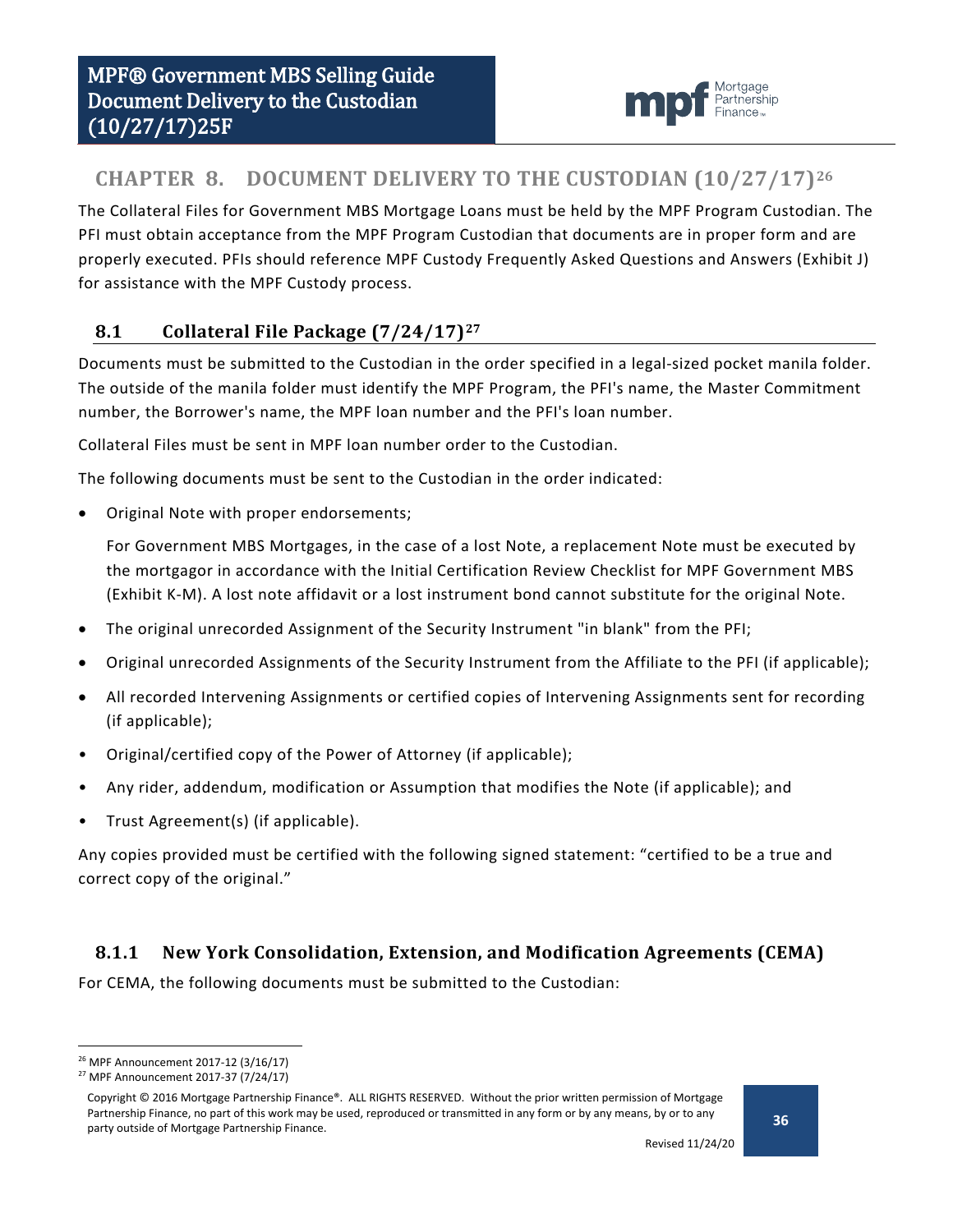## CHAPTER 8. DOCUMENT DELIVERY TO THE CUSTODIAN (10/27/17)[26]

The Collateral Files for Government MBS Mortgage Loans must be held by the MPF Program Custodian. The PFI must obtain acceptance from the MPF Program Custodian that documents are in proper form and are properly executed. PFIs should reference MPF Custody Frequently Asked Questions and Answers (Exhibit J) for assistance with the MPF Custody process.

### 8.1 Collateral File Package (7/24/17)[27]

Documents must be submitted to the Custodian in the order specified in a legal-sized pocket manila folder. The outside of the manila folder must identify the MPF Program, the PFI's name, the Master Commitment number, the Borrower's name, the MPF loan number and the PFI's loan number.

Collateral Files must be sent in MPF loan number order to the Custodian.

The following documents must be sent to the Custodian in the order indicated:

- Original Note with proper endorsements;

  For Government MBS Mortgages, in the case of a lost Note, a replacement Note must be executed by the mortgagor in accordance with the Initial Certification Review Checklist for MPF Government MBS (Exhibit K-M). A lost note affidavit or a lost instrument bond cannot substitute for the original Note.

- The original unrecorded Assignment of the Security Instrument "in blank" from the PFI;
- Original unrecorded Assignments of the Security Instrument from the Affiliate to the PFI (if applicable);
- All recorded Intervening Assignments or certified copies of Intervening Assignments sent for recording (if applicable);
- Original/certified copy of the Power of Attorney (if applicable);
- Any rider, addendum, modification or Assumption that modifies the Note (if applicable); and
- Trust Agreement(s) (if applicable).

Any copies provided must be certified with the following signed statement: "certified to be a true and correct copy of the original."

#### 8.1.1 New York Consolidation, Extension, and Modification Agreements (CEMA)

For CEMA, the following documents must be submitted to the Custodian:

[26] MPF Announcement 2017-12 (3/16/17)
[27] MPF Announcement 2017-37 (7/24/17)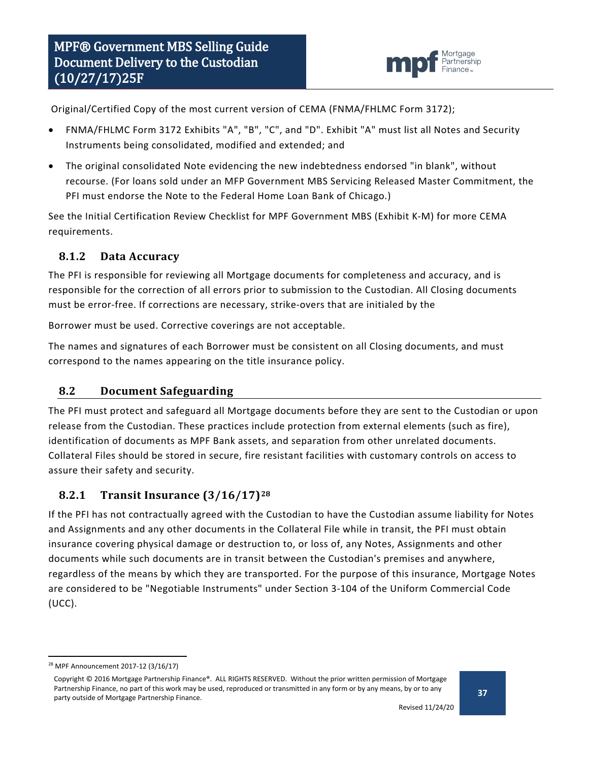Original/Certified Copy of the most current version of CEMA (FNMA/FHLMC Form 3172);

- FNMA/FHLMC Form 3172 Exhibits "A", "B", "C", and "D". Exhibit "A" must list all Notes and Security Instruments being consolidated, modified and extended; and
- The original consolidated Note evidencing the new indebtedness endorsed "in blank", without recourse. (For loans sold under an MFP Government MBS Servicing Released Master Commitment, the PFI must endorse the Note to the Federal Home Loan Bank of Chicago.)

See the Initial Certification Review Checklist for MPF Government MBS (Exhibit K-M) for more CEMA requirements.

### 8.1.2 Data Accuracy

The PFI is responsible for reviewing all Mortgage documents for completeness and accuracy, and is responsible for the correction of all errors prior to submission to the Custodian. All Closing documents must be error-free. If corrections are necessary, strike-overs that are initialed by the

Borrower must be used. Corrective coverings are not acceptable.

The names and signatures of each Borrower must be consistent on all Closing documents, and must correspond to the names appearing on the title insurance policy.

## 8.2 Document Safeguarding

The PFI must protect and safeguard all Mortgage documents before they are sent to the Custodian or upon release from the Custodian. These practices include protection from external elements (such as fire), identification of documents as MPF Bank assets, and separation from other unrelated documents. Collateral Files should be stored in secure, fire resistant facilities with customary controls on access to assure their safety and security.

### 8.2.1 Transit Insurance (3/16/17)[28]

If the PFI has not contractually agreed with the Custodian to have the Custodian assume liability for Notes and Assignments and any other documents in the Collateral File while in transit, the PFI must obtain insurance covering physical damage or destruction to, or loss of, any Notes, Assignments and other documents while such documents are in transit between the Custodian's premises and anywhere, regardless of the means by which they are transported. For the purpose of this insurance, Mortgage Notes are considered to be "Negotiable Instruments" under Section 3-104 of the Uniform Commercial Code (UCC).

[28] MPF Announcement 2017-12 (3/16/17)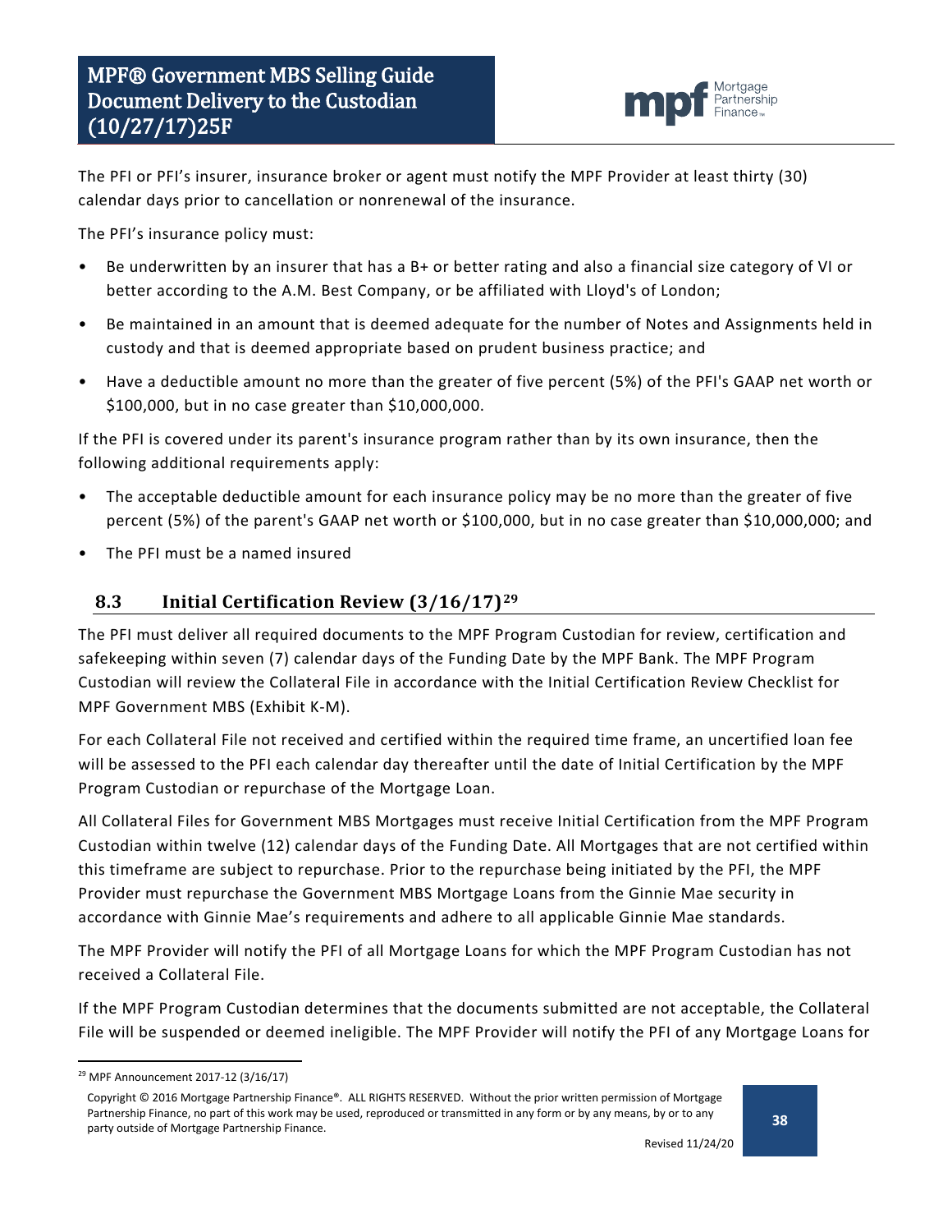The PFI or PFI's insurer, insurance broker or agent must notify the MPF Provider at least thirty (30) calendar days prior to cancellation or nonrenewal of the insurance.

The PFI's insurance policy must:

- Be underwritten by an insurer that has a B+ or better rating and also a financial size category of VI or better according to the A.M. Best Company, or be affiliated with Lloyd's of London;
- Be maintained in an amount that is deemed adequate for the number of Notes and Assignments held in custody and that is deemed appropriate based on prudent business practice; and
- Have a deductible amount no more than the greater of five percent (5%) of the PFI's GAAP net worth or \$100,000, but in no case greater than \$10,000,000.

If the PFI is covered under its parent's insurance program rather than by its own insurance, then the following additional requirements apply:

- The acceptable deductible amount for each insurance policy may be no more than the greater of five percent (5%) of the parent's GAAP net worth or \$100,000, but in no case greater than \$10,000,000; and
- The PFI must be a named insured

## 8.3 Initial Certification Review (3/16/17)[29]

The PFI must deliver all required documents to the MPF Program Custodian for review, certification and safekeeping within seven (7) calendar days of the Funding Date by the MPF Bank. The MPF Program Custodian will review the Collateral File in accordance with the Initial Certification Review Checklist for MPF Government MBS (Exhibit K-M).

For each Collateral File not received and certified within the required time frame, an uncertified loan fee will be assessed to the PFI each calendar day thereafter until the date of Initial Certification by the MPF Program Custodian or repurchase of the Mortgage Loan.

All Collateral Files for Government MBS Mortgages must receive Initial Certification from the MPF Program Custodian within twelve (12) calendar days of the Funding Date. All Mortgages that are not certified within this timeframe are subject to repurchase. Prior to the repurchase being initiated by the PFI, the MPF Provider must repurchase the Government MBS Mortgage Loans from the Ginnie Mae security in accordance with Ginnie Mae's requirements and adhere to all applicable Ginnie Mae standards.

The MPF Provider will notify the PFI of all Mortgage Loans for which the MPF Program Custodian has not received a Collateral File.

If the MPF Program Custodian determines that the documents submitted are not acceptable, the Collateral File will be suspended or deemed ineligible. The MPF Provider will notify the PFI of any Mortgage Loans for

[29] MPF Announcement 2017-12 (3/16/17)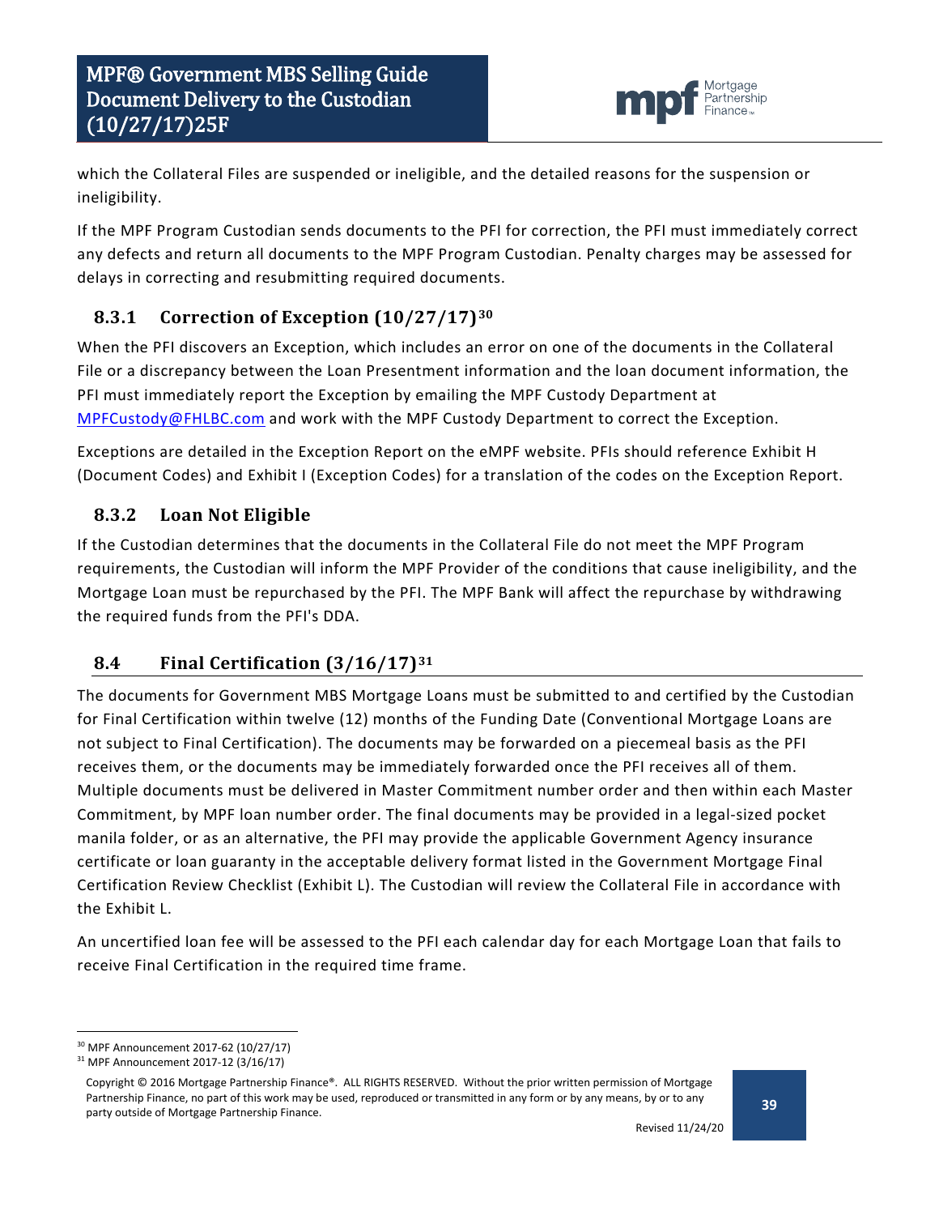which the Collateral Files are suspended or ineligible, and the detailed reasons for the suspension or ineligibility.

If the MPF Program Custodian sends documents to the PFI for correction, the PFI must immediately correct any defects and return all documents to the MPF Program Custodian. Penalty charges may be assessed for delays in correcting and resubmitting required documents.

### 8.3.1 Correction of Exception (10/27/17)[30]

When the PFI discovers an Exception, which includes an error on one of the documents in the Collateral File or a discrepancy between the Loan Presentment information and the loan document information, the PFI must immediately report the Exception by emailing the MPF Custody Department at MPFCustody@FHLBC.com and work with the MPF Custody Department to correct the Exception.

Exceptions are detailed in the Exception Report on the eMPF website. PFIs should reference Exhibit H (Document Codes) and Exhibit I (Exception Codes) for a translation of the codes on the Exception Report.

### 8.3.2 Loan Not Eligible

If the Custodian determines that the documents in the Collateral File do not meet the MPF Program requirements, the Custodian will inform the MPF Provider of the conditions that cause ineligibility, and the Mortgage Loan must be repurchased by the PFI. The MPF Bank will affect the repurchase by withdrawing the required funds from the PFI's DDA.

## 8.4 Final Certification (3/16/17)[31]

The documents for Government MBS Mortgage Loans must be submitted to and certified by the Custodian for Final Certification within twelve (12) months of the Funding Date (Conventional Mortgage Loans are not subject to Final Certification). The documents may be forwarded on a piecemeal basis as the PFI receives them, or the documents may be immediately forwarded once the PFI receives all of them. Multiple documents must be delivered in Master Commitment number order and then within each Master Commitment, by MPF loan number order. The final documents may be provided in a legal-sized pocket manila folder, or as an alternative, the PFI may provide the applicable Government Agency insurance certificate or loan guaranty in the acceptable delivery format listed in the Government Mortgage Final Certification Review Checklist (Exhibit L). The Custodian will review the Collateral File in accordance with the Exhibit L.

An uncertified loan fee will be assessed to the PFI each calendar day for each Mortgage Loan that fails to receive Final Certification in the required time frame.

---

[30] MPF Announcement 2017-62 (10/27/17)

[31] MPF Announcement 2017-12 (3/16/17)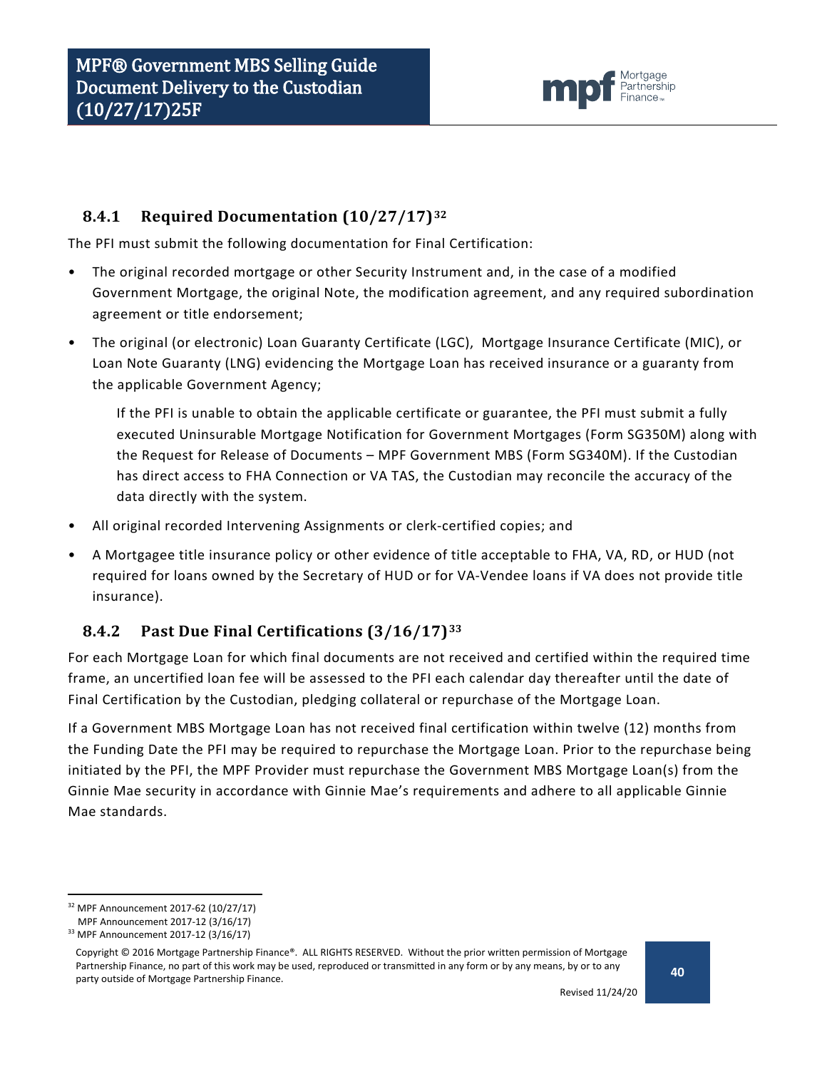### 8.4.1 Required Documentation (10/27/17)[32]

The PFI must submit the following documentation for Final Certification:

- The original recorded mortgage or other Security Instrument and, in the case of a modified Government Mortgage, the original Note, the modification agreement, and any required subordination agreement or title endorsement;
- The original (or electronic) Loan Guaranty Certificate (LGC), Mortgage Insurance Certificate (MIC), or Loan Note Guaranty (LNG) evidencing the Mortgage Loan has received insurance or a guaranty from the applicable Government Agency;

  If the PFI is unable to obtain the applicable certificate or guarantee, the PFI must submit a fully executed Uninsurable Mortgage Notification for Government Mortgages (Form SG350M) along with the Request for Release of Documents – MPF Government MBS (Form SG340M). If the Custodian has direct access to FHA Connection or VA TAS, the Custodian may reconcile the accuracy of the data directly with the system.

- All original recorded Intervening Assignments or clerk-certified copies; and
- A Mortgagee title insurance policy or other evidence of title acceptable to FHA, VA, RD, or HUD (not required for loans owned by the Secretary of HUD or for VA-Vendee loans if VA does not provide title insurance).

### 8.4.2 Past Due Final Certifications (3/16/17)[33]

For each Mortgage Loan for which final documents are not received and certified within the required time frame, an uncertified loan fee will be assessed to the PFI each calendar day thereafter until the date of Final Certification by the Custodian, pledging collateral or repurchase of the Mortgage Loan.

If a Government MBS Mortgage Loan has not received final certification within twelve (12) months from the Funding Date the PFI may be required to repurchase the Mortgage Loan. Prior to the repurchase being initiated by the PFI, the MPF Provider must repurchase the Government MBS Mortgage Loan(s) from the Ginnie Mae security in accordance with Ginnie Mae's requirements and adhere to all applicable Ginnie Mae standards.

---

[32] MPF Announcement 2017-62 (10/27/17)
MPF Announcement 2017-12 (3/16/17)

[33] MPF Announcement 2017-12 (3/16/17)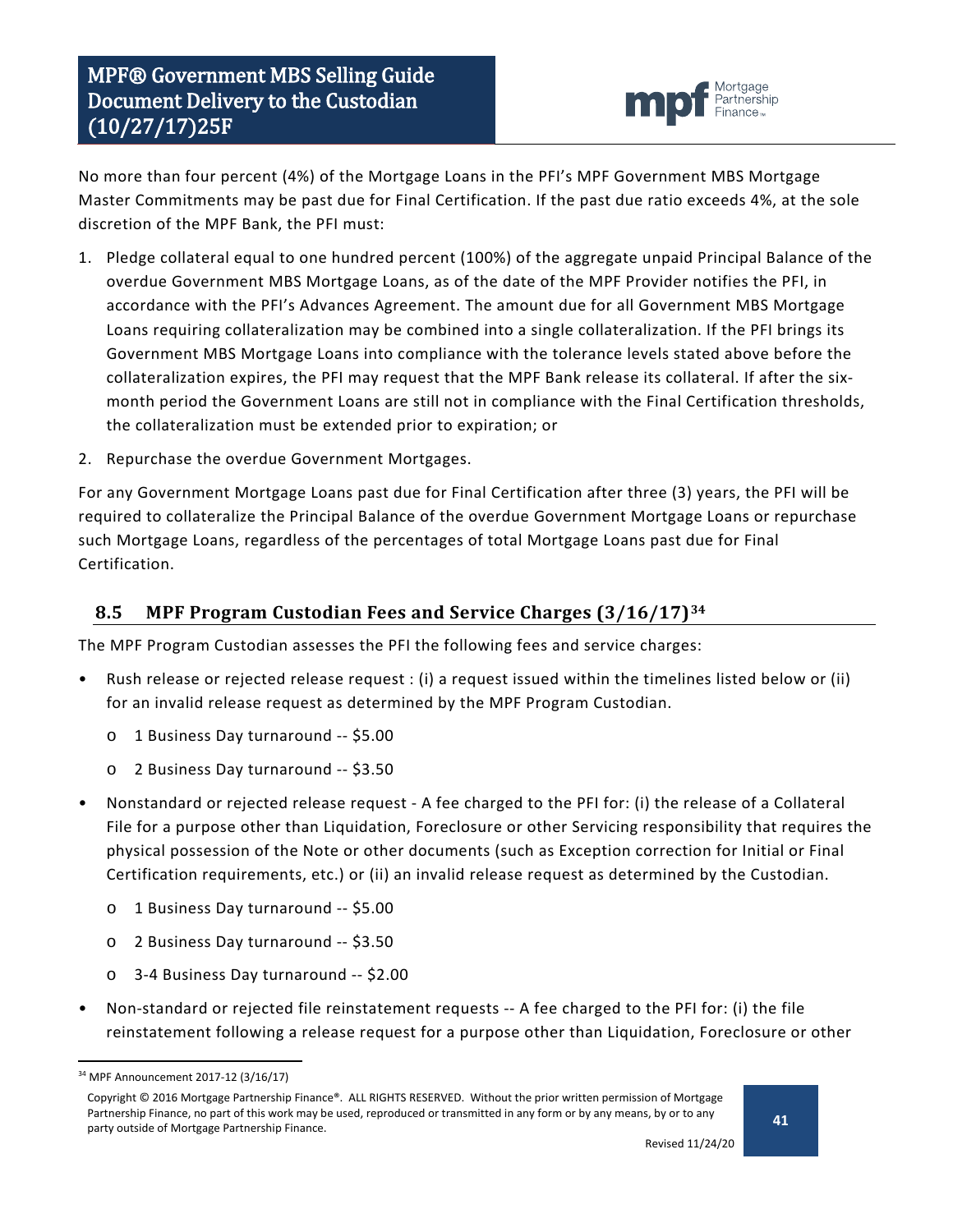No more than four percent (4%) of the Mortgage Loans in the PFI's MPF Government MBS Mortgage Master Commitments may be past due for Final Certification. If the past due ratio exceeds 4%, at the sole discretion of the MPF Bank, the PFI must:

1. Pledge collateral equal to one hundred percent (100%) of the aggregate unpaid Principal Balance of the overdue Government MBS Mortgage Loans, as of the date of the MPF Provider notifies the PFI, in accordance with the PFI's Advances Agreement. The amount due for all Government MBS Mortgage Loans requiring collateralization may be combined into a single collateralization. If the PFI brings its Government MBS Mortgage Loans into compliance with the tolerance levels stated above before the collateralization expires, the PFI may request that the MPF Bank release its collateral. If after the six-month period the Government Loans are still not in compliance with the Final Certification thresholds, the collateralization must be extended prior to expiration; or
2. Repurchase the overdue Government Mortgages.

For any Government Mortgage Loans past due for Final Certification after three (3) years, the PFI will be required to collateralize the Principal Balance of the overdue Government Mortgage Loans or repurchase such Mortgage Loans, regardless of the percentages of total Mortgage Loans past due for Final Certification.

## 8.5 MPF Program Custodian Fees and Service Charges (3/16/17)[34]

The MPF Program Custodian assesses the PFI the following fees and service charges:

- Rush release or rejected release request : (i) a request issued within the timelines listed below or (ii) for an invalid release request as determined by the MPF Program Custodian.
  - 1 Business Day turnaround -- $5.00
  - 2 Business Day turnaround -- $3.50
- Nonstandard or rejected release request - A fee charged to the PFI for: (i) the release of a Collateral File for a purpose other than Liquidation, Foreclosure or other Servicing responsibility that requires the physical possession of the Note or other documents (such as Exception correction for Initial or Final Certification requirements, etc.) or (ii) an invalid release request as determined by the Custodian.
  - 1 Business Day turnaround -- $5.00
  - 2 Business Day turnaround -- $3.50
  - 3-4 Business Day turnaround -- $2.00
- Non-standard or rejected file reinstatement requests -- A fee charged to the PFI for: (i) the file reinstatement following a release request for a purpose other than Liquidation, Foreclosure or other

[34] MPF Announcement 2017-12 (3/16/17)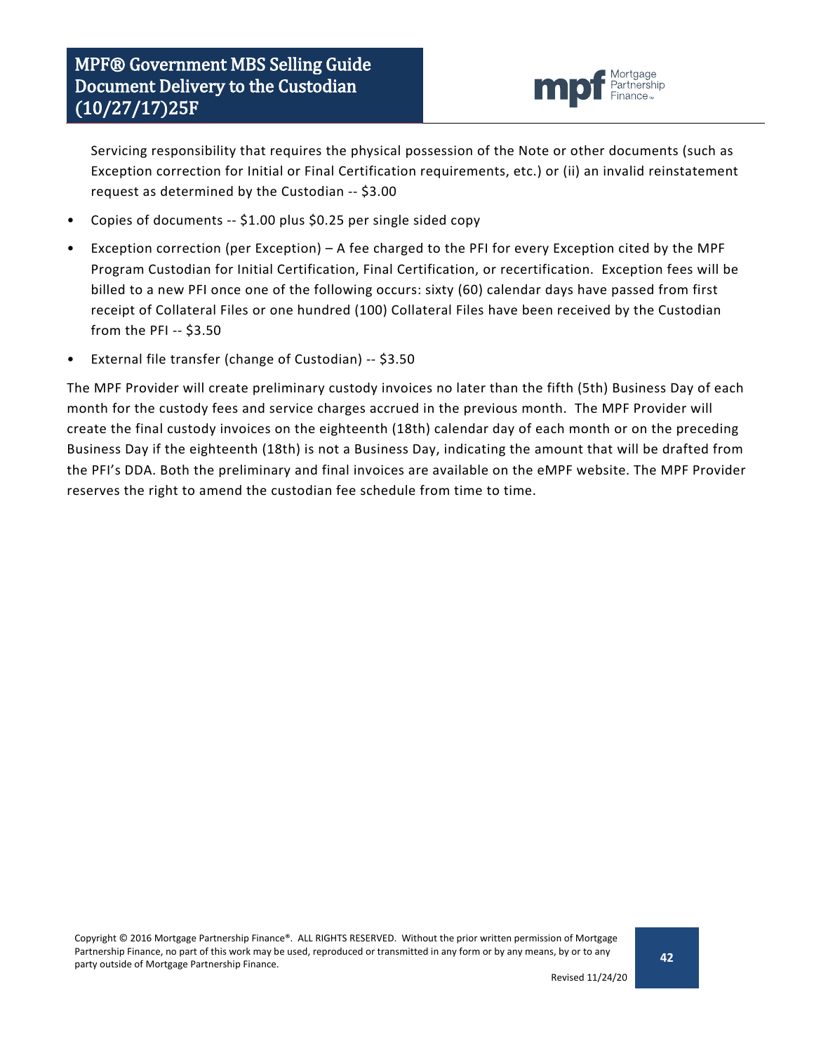Servicing responsibility that requires the physical possession of the Note or other documents (such as Exception correction for Initial or Final Certification requirements, etc.) or (ii) an invalid reinstatement request as determined by the Custodian -- $3.00

- Copies of documents -- $1.00 plus $0.25 per single sided copy
- Exception correction (per Exception) – A fee charged to the PFI for every Exception cited by the MPF Program Custodian for Initial Certification, Final Certification, or recertification. Exception fees will be billed to a new PFI once one of the following occurs: sixty (60) calendar days have passed from first receipt of Collateral Files or one hundred (100) Collateral Files have been received by the Custodian from the PFI -- $3.50
- External file transfer (change of Custodian) -- $3.50

The MPF Provider will create preliminary custody invoices no later than the fifth (5th) Business Day of each month for the custody fees and service charges accrued in the previous month. The MPF Provider will create the final custody invoices on the eighteenth (18th) calendar day of each month or on the preceding Business Day if the eighteenth (18th) is not a Business Day, indicating the amount that will be drafted from the PFI's DDA. Both the preliminary and final invoices are available on the eMPF website. The MPF Provider reserves the right to amend the custodian fee schedule from time to time.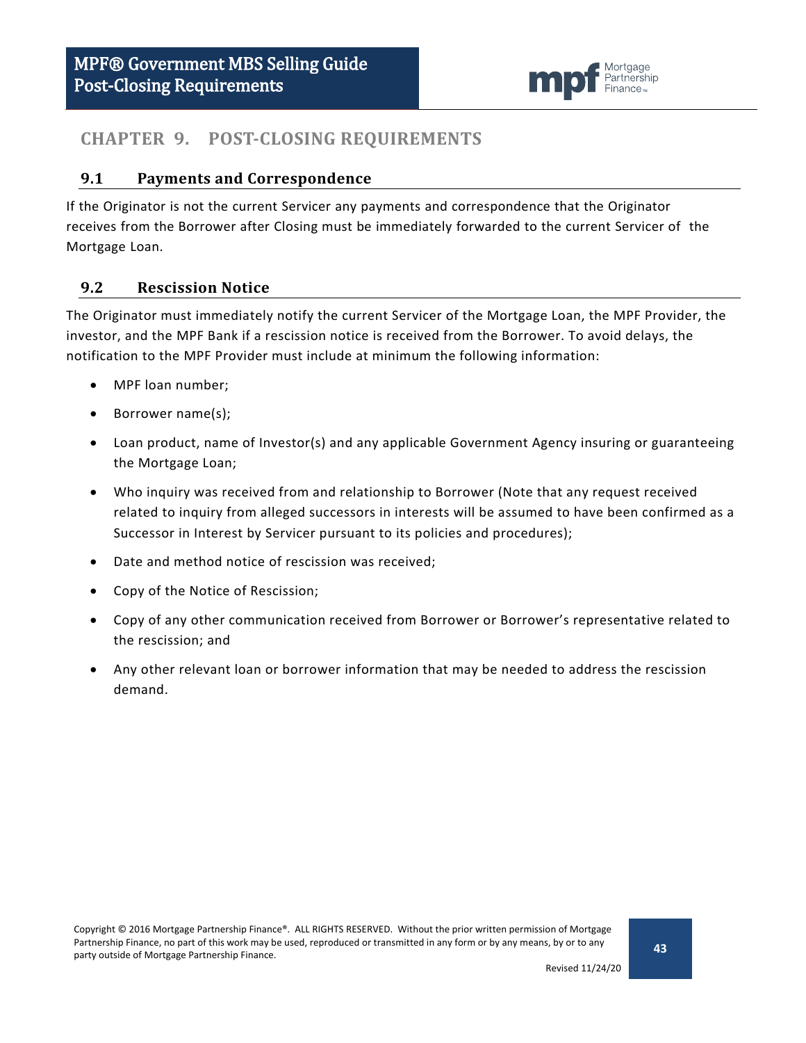# CHAPTER 9. POST-CLOSING REQUIREMENTS

## 9.1 Payments and Correspondence

If the Originator is not the current Servicer any payments and correspondence that the Originator receives from the Borrower after Closing must be immediately forwarded to the current Servicer of the Mortgage Loan.

## 9.2 Rescission Notice

The Originator must immediately notify the current Servicer of the Mortgage Loan, the MPF Provider, the investor, and the MPF Bank if a rescission notice is received from the Borrower. To avoid delays, the notification to the MPF Provider must include at minimum the following information:

- MPF loan number;
- Borrower name(s);
- Loan product, name of Investor(s) and any applicable Government Agency insuring or guaranteeing the Mortgage Loan;
- Who inquiry was received from and relationship to Borrower (Note that any request received related to inquiry from alleged successors in interests will be assumed to have been confirmed as a Successor in Interest by Servicer pursuant to its policies and procedures);
- Date and method notice of rescission was received;
- Copy of the Notice of Rescission;
- Copy of any other communication received from Borrower or Borrower's representative related to the rescission; and
- Any other relevant loan or borrower information that may be needed to address the rescission demand.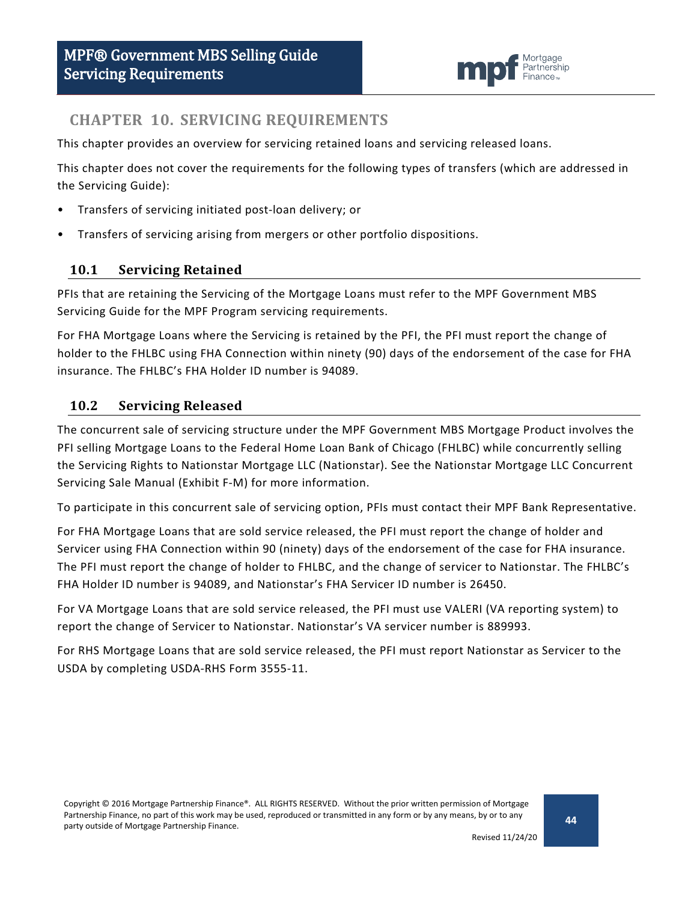# CHAPTER 10. SERVICING REQUIREMENTS

This chapter provides an overview for servicing retained loans and servicing released loans.

This chapter does not cover the requirements for the following types of transfers (which are addressed in the Servicing Guide):

- Transfers of servicing initiated post-loan delivery; or
- Transfers of servicing arising from mergers or other portfolio dispositions.

## 10.1 Servicing Retained

PFIs that are retaining the Servicing of the Mortgage Loans must refer to the MPF Government MBS Servicing Guide for the MPF Program servicing requirements.

For FHA Mortgage Loans where the Servicing is retained by the PFI, the PFI must report the change of holder to the FHLBC using FHA Connection within ninety (90) days of the endorsement of the case for FHA insurance. The FHLBC's FHA Holder ID number is 94089.

## 10.2 Servicing Released

The concurrent sale of servicing structure under the MPF Government MBS Mortgage Product involves the PFI selling Mortgage Loans to the Federal Home Loan Bank of Chicago (FHLBC) while concurrently selling the Servicing Rights to Nationstar Mortgage LLC (Nationstar). See the Nationstar Mortgage LLC Concurrent Servicing Sale Manual (Exhibit F-M) for more information.

To participate in this concurrent sale of servicing option, PFIs must contact their MPF Bank Representative.

For FHA Mortgage Loans that are sold service released, the PFI must report the change of holder and Servicer using FHA Connection within 90 (ninety) days of the endorsement of the case for FHA insurance. The PFI must report the change of holder to FHLBC, and the change of servicer to Nationstar. The FHLBC's FHA Holder ID number is 94089, and Nationstar's FHA Servicer ID number is 26450.

For VA Mortgage Loans that are sold service released, the PFI must use VALERI (VA reporting system) to report the change of Servicer to Nationstar. Nationstar's VA servicer number is 889993.

For RHS Mortgage Loans that are sold service released, the PFI must report Nationstar as Servicer to the USDA by completing USDA-RHS Form 3555-11.